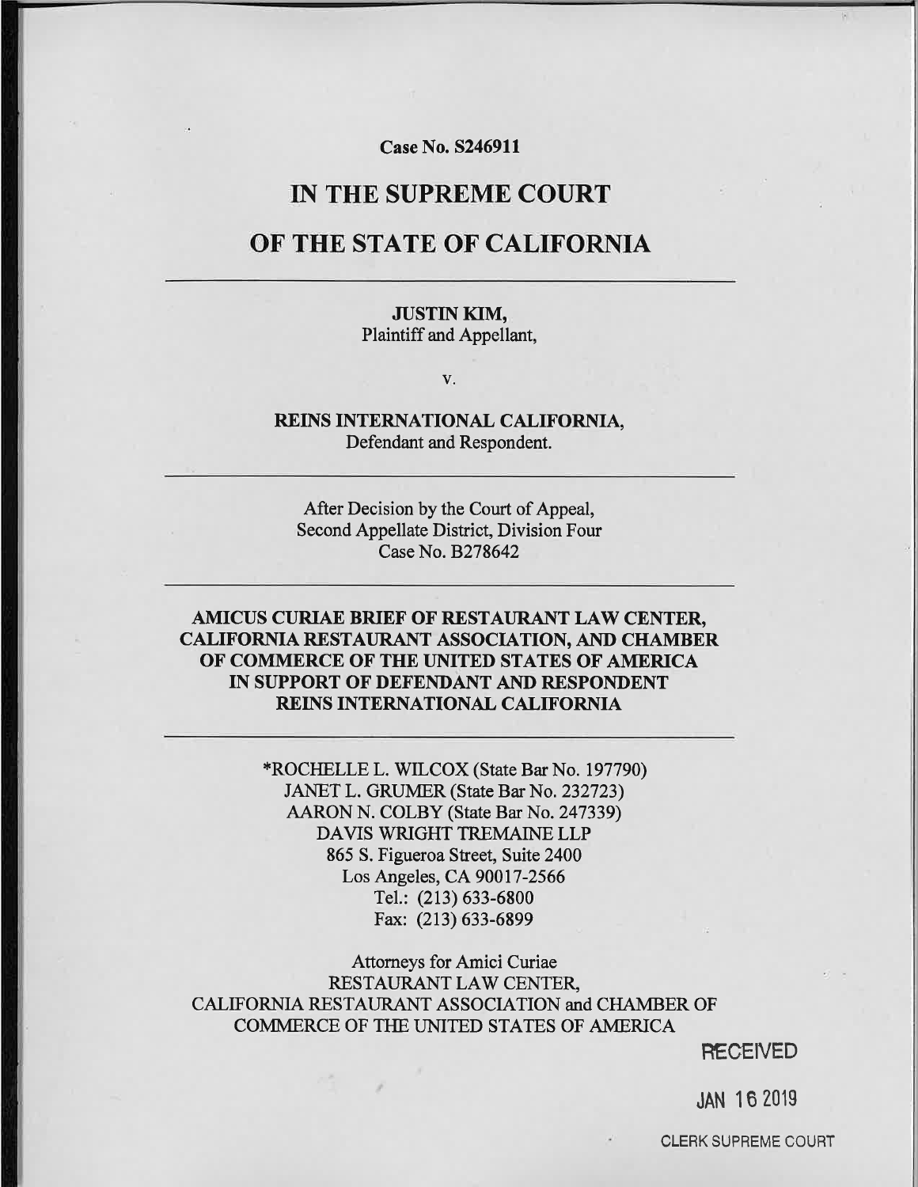**Case No. S246911**

# IN THE SUPREME COURT

# OF THE STATE OF CALIFORNIA

---

**JUSTIN KIM,**
Plaintiff and Appellant,

v.

**REINS INTERNATIONAL CALIFORNIA,**
Defendant and Respondent.

---

After Decision by the Court of Appeal,
Second Appellate District, Division Four
Case No. B278642

---

**AMICUS CURIAE BRIEF OF RESTAURANT LAW CENTER, CALIFORNIA RESTAURANT ASSOCIATION, AND CHAMBER OF COMMERCE OF THE UNITED STATES OF AMERICA IN SUPPORT OF DEFENDANT AND RESPONDENT REINS INTERNATIONAL CALIFORNIA**

---

*ROCHELLE L. WILCOX (State Bar No. 197790)
JANET L. GRUMER (State Bar No. 232723)
AARON N. COLBY (State Bar No. 247339)
DAVIS WRIGHT TREMAINE LLP
865 S. Figueroa Street, Suite 2400
Los Angeles, CA 90017-2566
Tel.: (213) 633-6800
Fax: (213) 633-6899

Attorneys for Amici Curiae
RESTAURANT LAW CENTER,
CALIFORNIA RESTAURANT ASSOCIATION and CHAMBER OF COMMERCE OF THE UNITED STATES OF AMERICA

RECEIVED

JAN 16 2019

CLERK SUPREME COURT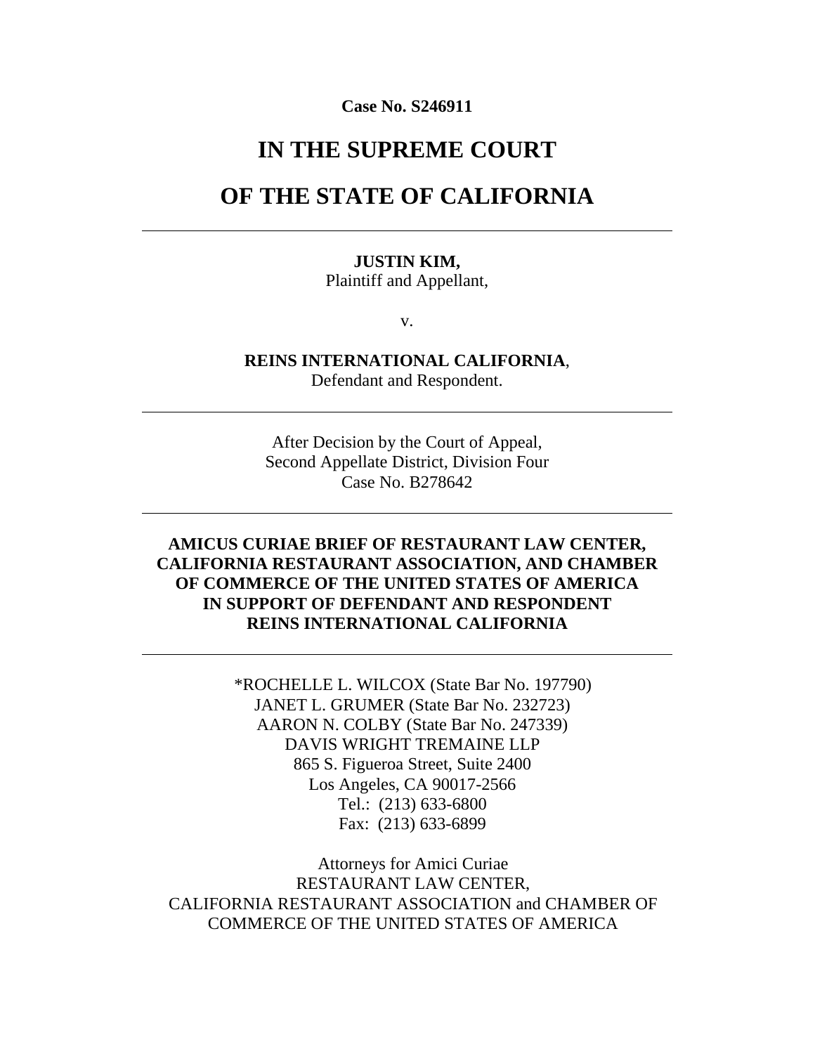**Case No. S246911**

# IN THE SUPREME COURT

# OF THE STATE OF CALIFORNIA

---

**JUSTIN KIM,**
Plaintiff and Appellant,

v.

**REINS INTERNATIONAL CALIFORNIA**,
Defendant and Respondent.

---

After Decision by the Court of Appeal,
Second Appellate District, Division Four
Case No. B278642

---

**AMICUS CURIAE BRIEF OF RESTAURANT LAW CENTER, CALIFORNIA RESTAURANT ASSOCIATION, AND CHAMBER OF COMMERCE OF THE UNITED STATES OF AMERICA IN SUPPORT OF DEFENDANT AND RESPONDENT REINS INTERNATIONAL CALIFORNIA**

---

*ROCHELLE L. WILCOX (State Bar No. 197790)
JANET L. GRUMER (State Bar No. 232723)
AARON N. COLBY (State Bar No. 247339)
DAVIS WRIGHT TREMAINE LLP
865 S. Figueroa Street, Suite 2400
Los Angeles, CA 90017-2566
Tel.: (213) 633-6800
Fax: (213) 633-6899

Attorneys for Amici Curiae
RESTAURANT LAW CENTER,
CALIFORNIA RESTAURANT ASSOCIATION and CHAMBER OF COMMERCE OF THE UNITED STATES OF AMERICA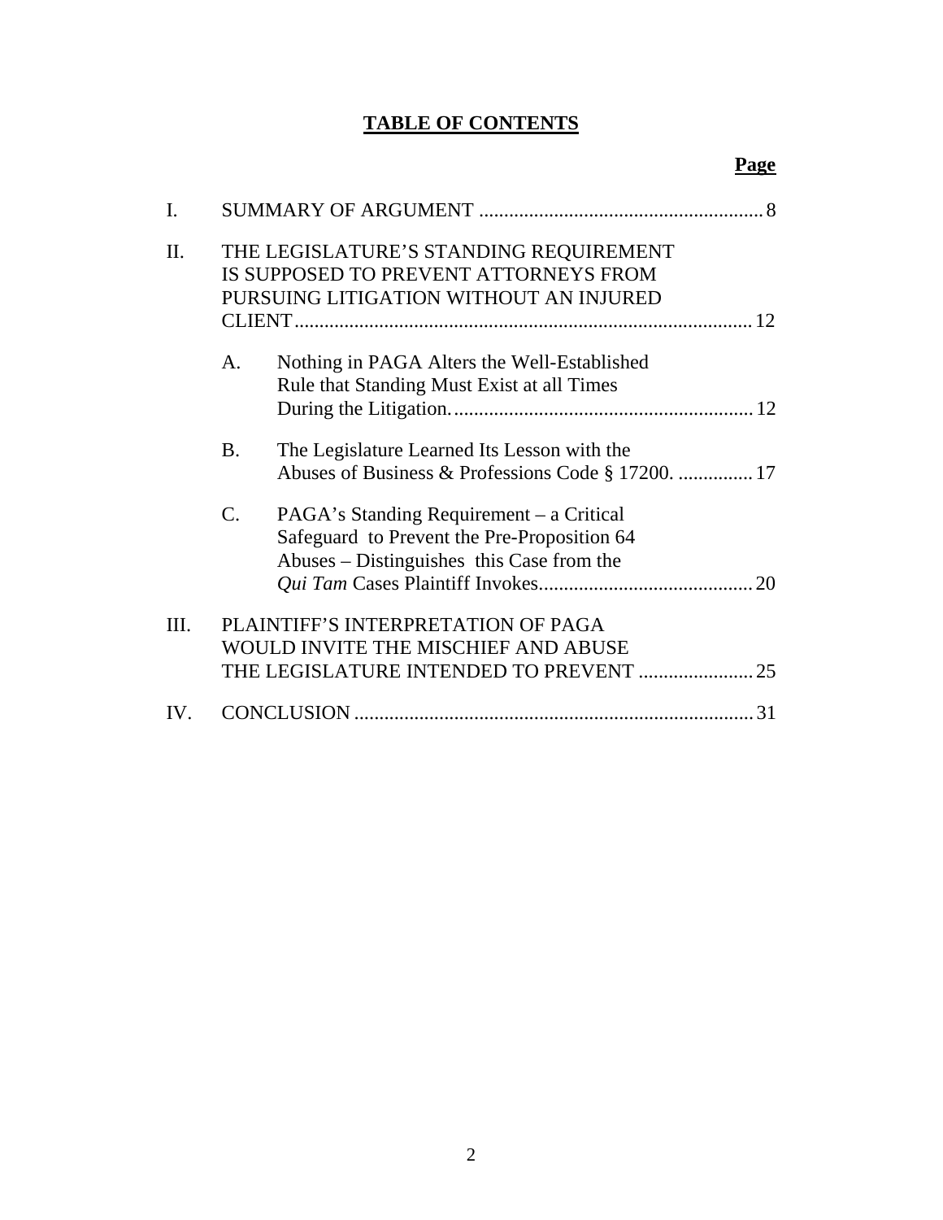# TABLE OF CONTENTS

**Page**

I. SUMMARY OF ARGUMENT ........................................................ 8

II. THE LEGISLATURE'S STANDING REQUIREMENT IS SUPPOSED TO PREVENT ATTORNEYS FROM PURSUING LITIGATION WITHOUT AN INJURED CLIENT ........................................................ 12

   A. Nothing in PAGA Alters the Well-Established Rule that Standing Must Exist at all Times During the Litigation. ........................................................ 12

   B. The Legislature Learned Its Lesson with the Abuses of Business & Professions Code § 17200. ............... 17

   C. PAGA's Standing Requirement – a Critical Safeguard to Prevent the Pre-Proposition 64 Abuses – Distinguishes this Case from the *Qui Tam* Cases Plaintiff Invokes ........................................................ 20

III. PLAINTIFF'S INTERPRETATION OF PAGA WOULD INVITE THE MISCHIEF AND ABUSE THE LEGISLATURE INTENDED TO PREVENT ....................... 25

IV. CONCLUSION ........................................................ 31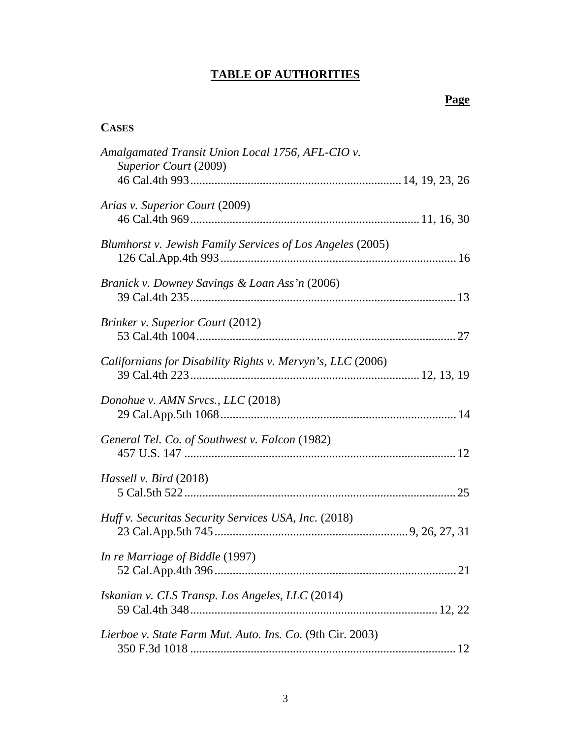# TABLE OF AUTHORITIES

**Page**

**CASES**

*Amalgamated Transit Union Local 1756, AFL-CIO v. Superior Court* (2009)
46 Cal.4th 993 .................... 14, 19, 23, 26

*Arias v. Superior Court* (2009)
46 Cal.4th 969 .................... 11, 16, 30

*Blumhorst v. Jewish Family Services of Los Angeles* (2005)
126 Cal.App.4th 993 .................... 16

*Branick v. Downey Savings & Loan Ass'n* (2006)
39 Cal.4th 235 .................... 13

*Brinker v. Superior Court* (2012)
53 Cal.4th 1004 .................... 27

*Californians for Disability Rights v. Mervyn's, LLC* (2006)
39 Cal.4th 223 .................... 12, 13, 19

*Donohue v. AMN Srvcs., LLC* (2018)
29 Cal.App.5th 1068 .................... 14

*General Tel. Co. of Southwest v. Falcon* (1982)
457 U.S. 147 .................... 12

*Hassell v. Bird* (2018)
5 Cal.5th 522 .................... 25

*Huff v. Securitas Security Services USA, Inc.* (2018)
23 Cal.App.5th 745 .................... 9, 26, 27, 31

*In re Marriage of Biddle* (1997)
52 Cal.App.4th 396 .................... 21

*Iskanian v. CLS Transp. Los Angeles, LLC* (2014)
59 Cal.4th 348 .................... 12, 22

*Lierboe v. State Farm Mut. Auto. Ins. Co.* (9th Cir. 2003)
350 F.3d 1018 .................... 12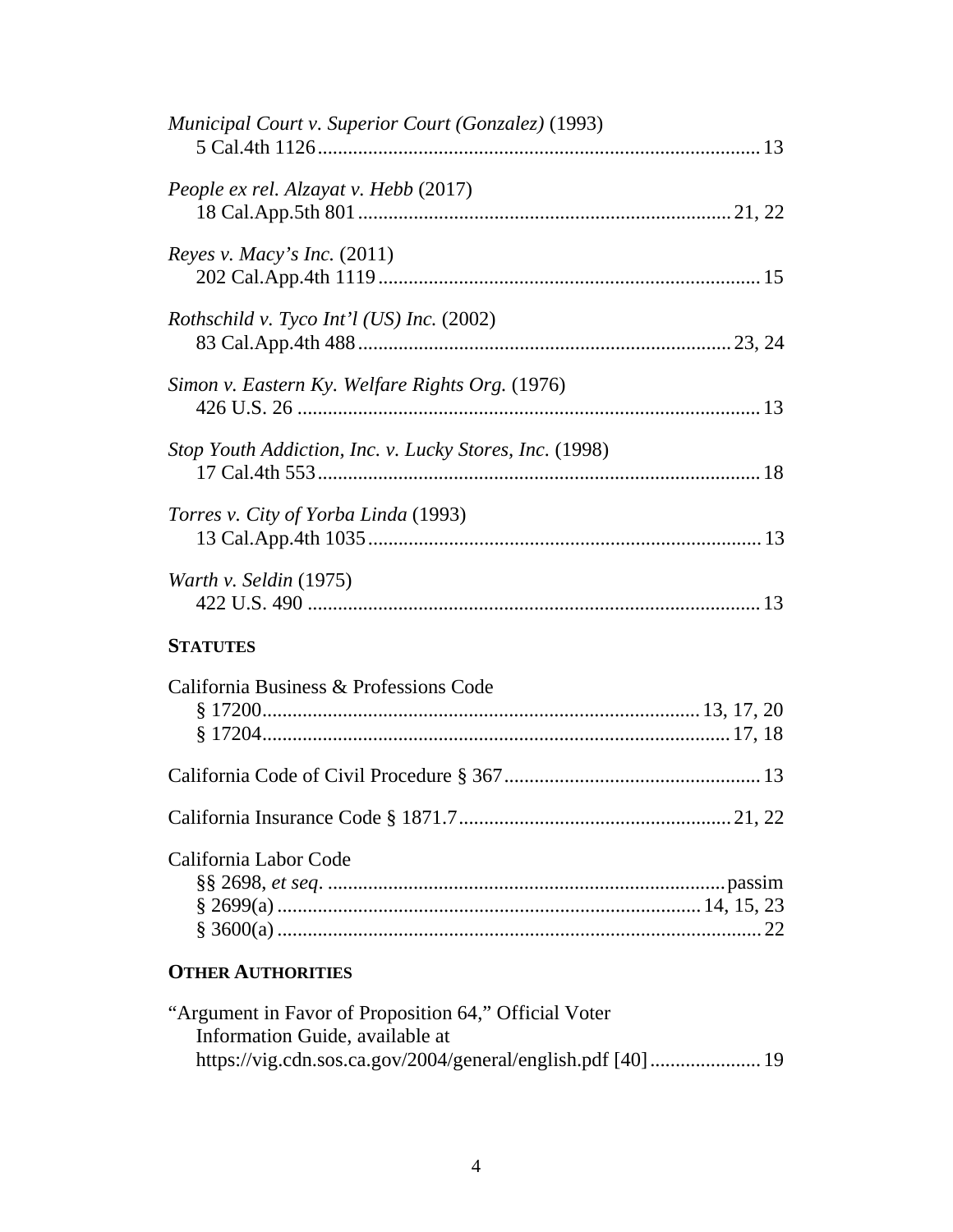*Municipal Court v. Superior Court (Gonzalez)* (1993)
5 Cal.4th 1126 ..................................................................................... 13

*People ex rel. Alzayat v. Hebb* (2017)
18 Cal.App.5th 801 ......................................................................... 21, 22

*Reyes v. Macy's Inc.* (2011)
202 Cal.App.4th 1119 .......................................................................... 15

*Rothschild v. Tyco Int'l (US) Inc.* (2002)
83 Cal.App.4th 488 ......................................................................... 23, 24

*Simon v. Eastern Ky. Welfare Rights Org.* (1976)
426 U.S. 26 .......................................................................................... 13

*Stop Youth Addiction, Inc. v. Lucky Stores, Inc.* (1998)
17 Cal.4th 553 ...................................................................................... 18

*Torres v. City of Yorba Linda* (1993)
13 Cal.App.4th 1035 ............................................................................ 13

*Warth v. Seldin* (1975)
422 U.S. 490 ........................................................................................ 13

**STATUTES**

California Business & Professions Code
§ 17200 .................................................................................... 13, 17, 20
§ 17204 ........................................................................................... 17, 18

California Code of Civil Procedure § 367 .................................................. 13

California Insurance Code § 1871.7 ..................................................... 21, 22

California Labor Code
§§ 2698, *et seq*. ............................................................................ passim
§ 2699(a) ................................................................................. 14, 15, 23
§ 3600(a) ............................................................................................... 22

**OTHER AUTHORITIES**

"Argument in Favor of Proposition 64," Official Voter Information Guide, available at https://vig.cdn.sos.ca.gov/2004/general/english.pdf [40] ...................... 19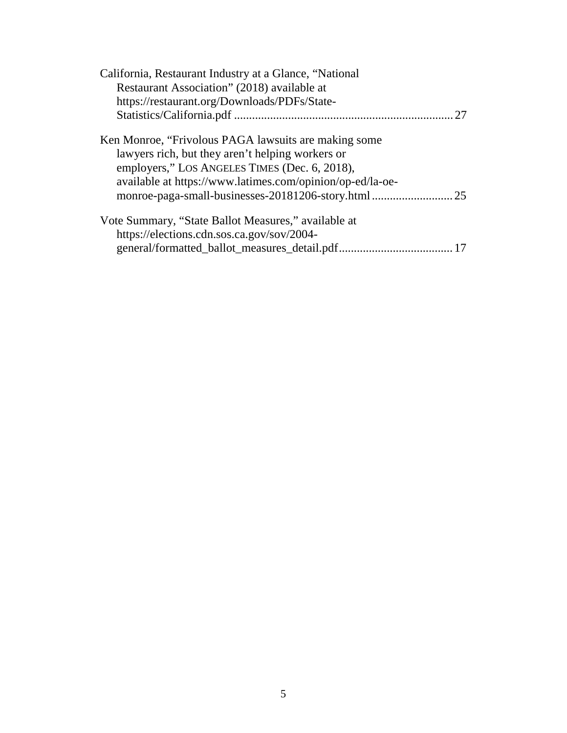California, Restaurant Industry at a Glance, "National Restaurant Association" (2018) available at https://restaurant.org/Downloads/PDFs/State-Statistics/California.pdf .......................................................................... 27

Ken Monroe, "Frivolous PAGA lawsuits are making some lawyers rich, but they aren't helping workers or employers," LOS ANGELES TIMES (Dec. 6, 2018), available at https://www.latimes.com/opinion/op-ed/la-oe-monroe-paga-small-businesses-20181206-story.html ........................... 25

Vote Summary, "State Ballot Measures," available at https://elections.cdn.sos.ca.gov/sov/2004-general/formatted_ballot_measures_detail.pdf ...................................... 17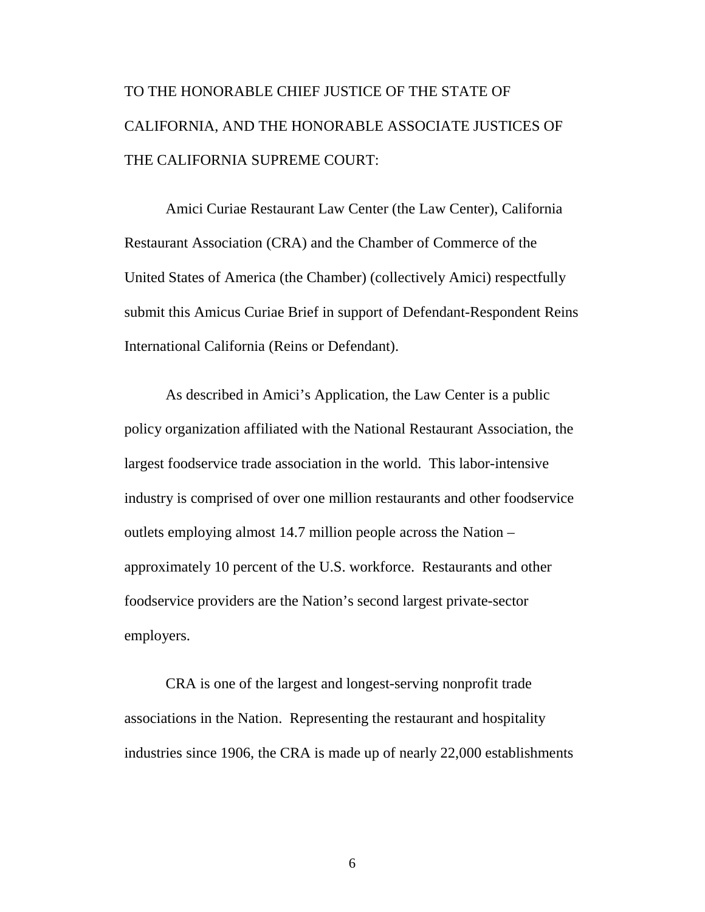TO THE HONORABLE CHIEF JUSTICE OF THE STATE OF CALIFORNIA, AND THE HONORABLE ASSOCIATE JUSTICES OF THE CALIFORNIA SUPREME COURT:

Amici Curiae Restaurant Law Center (the Law Center), California Restaurant Association (CRA) and the Chamber of Commerce of the United States of America (the Chamber) (collectively Amici) respectfully submit this Amicus Curiae Brief in support of Defendant-Respondent Reins International California (Reins or Defendant).

As described in Amici's Application, the Law Center is a public policy organization affiliated with the National Restaurant Association, the largest foodservice trade association in the world. This labor-intensive industry is comprised of over one million restaurants and other foodservice outlets employing almost 14.7 million people across the Nation – approximately 10 percent of the U.S. workforce. Restaurants and other foodservice providers are the Nation's second largest private-sector employers.

CRA is one of the largest and longest-serving nonprofit trade associations in the Nation. Representing the restaurant and hospitality industries since 1906, the CRA is made up of nearly 22,000 establishments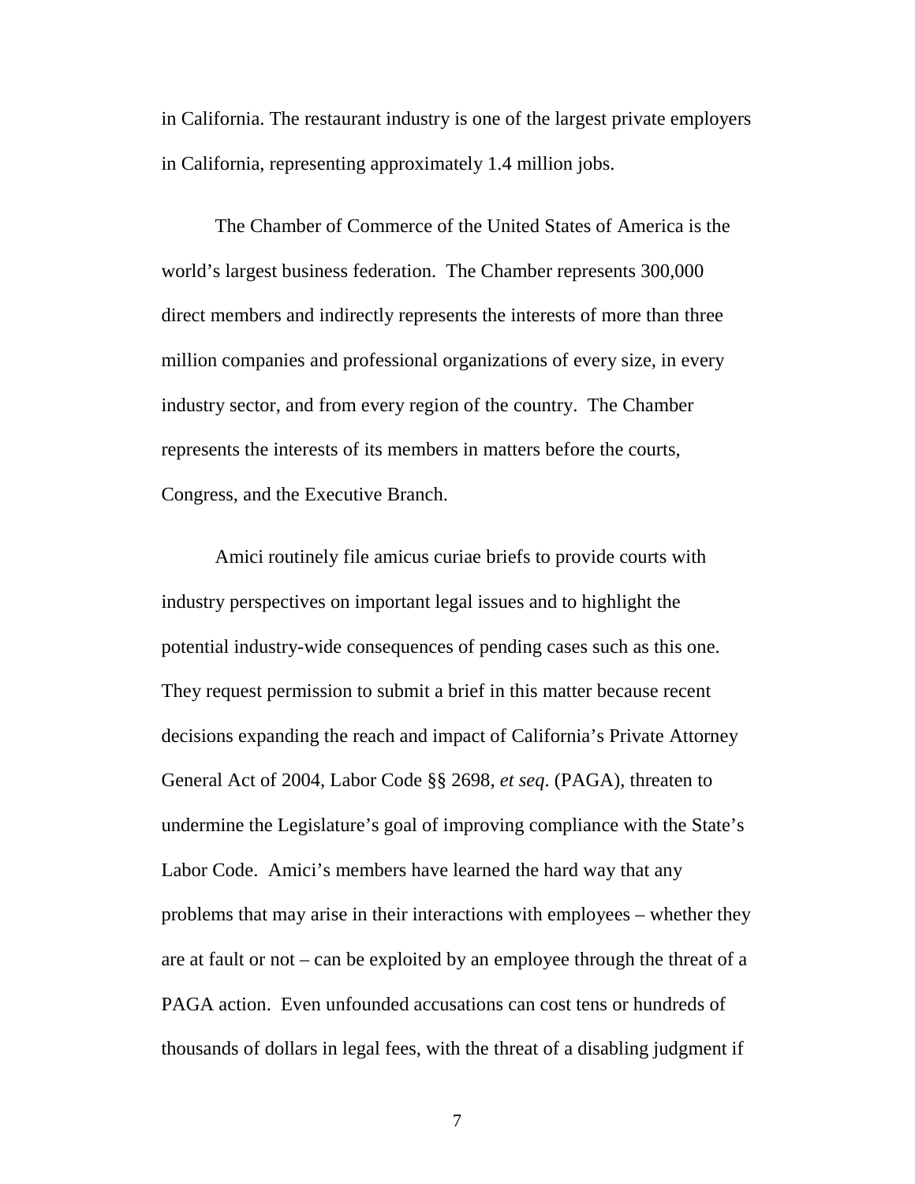in California. The restaurant industry is one of the largest private employers in California, representing approximately 1.4 million jobs.

The Chamber of Commerce of the United States of America is the world's largest business federation. The Chamber represents 300,000 direct members and indirectly represents the interests of more than three million companies and professional organizations of every size, in every industry sector, and from every region of the country. The Chamber represents the interests of its members in matters before the courts, Congress, and the Executive Branch.

Amici routinely file amicus curiae briefs to provide courts with industry perspectives on important legal issues and to highlight the potential industry-wide consequences of pending cases such as this one. They request permission to submit a brief in this matter because recent decisions expanding the reach and impact of California's Private Attorney General Act of 2004, Labor Code §§ 2698, *et seq*. (PAGA), threaten to undermine the Legislature's goal of improving compliance with the State's Labor Code. Amici's members have learned the hard way that any problems that may arise in their interactions with employees – whether they are at fault or not – can be exploited by an employee through the threat of a PAGA action. Even unfounded accusations can cost tens or hundreds of thousands of dollars in legal fees, with the threat of a disabling judgment if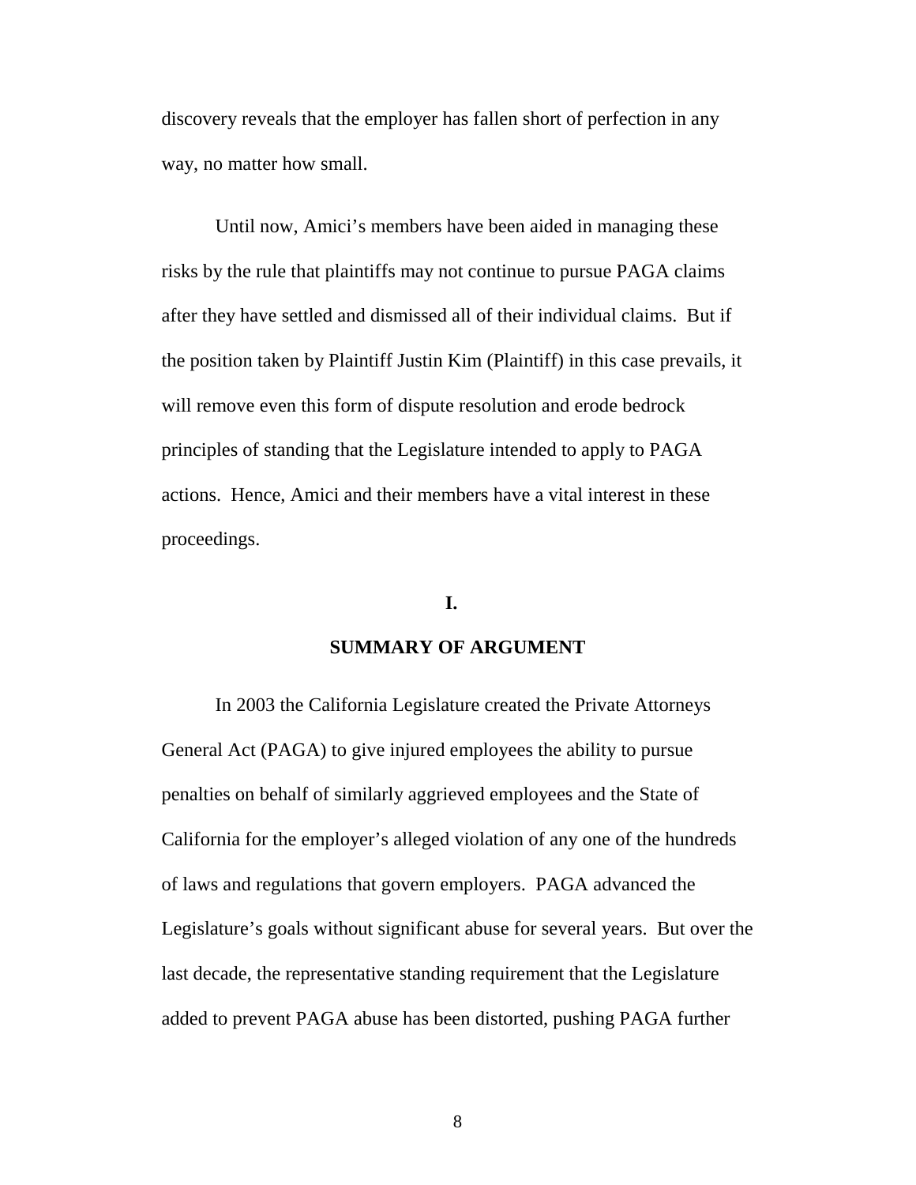discovery reveals that the employer has fallen short of perfection in any way, no matter how small.

Until now, Amici's members have been aided in managing these risks by the rule that plaintiffs may not continue to pursue PAGA claims after they have settled and dismissed all of their individual claims. But if the position taken by Plaintiff Justin Kim (Plaintiff) in this case prevails, it will remove even this form of dispute resolution and erode bedrock principles of standing that the Legislature intended to apply to PAGA actions. Hence, Amici and their members have a vital interest in these proceedings.

## I.

## SUMMARY OF ARGUMENT

In 2003 the California Legislature created the Private Attorneys General Act (PAGA) to give injured employees the ability to pursue penalties on behalf of similarly aggrieved employees and the State of California for the employer's alleged violation of any one of the hundreds of laws and regulations that govern employers. PAGA advanced the Legislature's goals without significant abuse for several years. But over the last decade, the representative standing requirement that the Legislature added to prevent PAGA abuse has been distorted, pushing PAGA further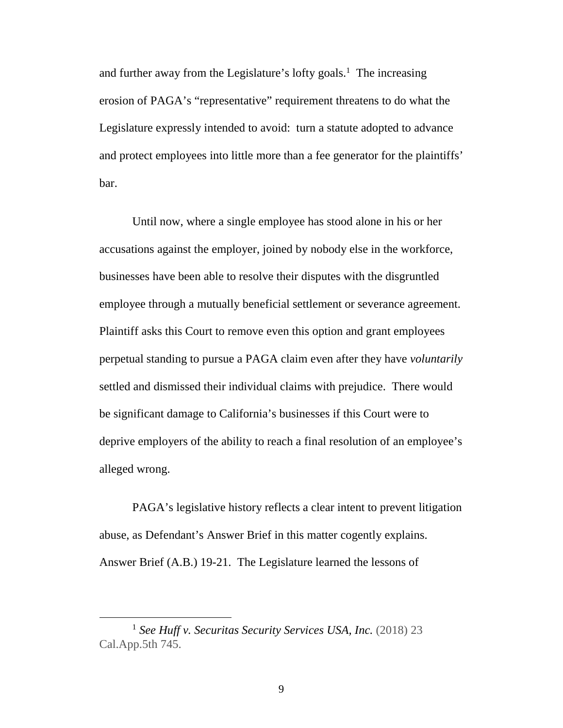and further away from the Legislature's lofty goals.[1] The increasing erosion of PAGA's "representative" requirement threatens to do what the Legislature expressly intended to avoid: turn a statute adopted to advance and protect employees into little more than a fee generator for the plaintiffs' bar.

Until now, where a single employee has stood alone in his or her accusations against the employer, joined by nobody else in the workforce, businesses have been able to resolve their disputes with the disgruntled employee through a mutually beneficial settlement or severance agreement. Plaintiff asks this Court to remove even this option and grant employees perpetual standing to pursue a PAGA claim even after they have *voluntarily* settled and dismissed their individual claims with prejudice. There would be significant damage to California's businesses if this Court were to deprive employers of the ability to reach a final resolution of an employee's alleged wrong.

PAGA's legislative history reflects a clear intent to prevent litigation abuse, as Defendant's Answer Brief in this matter cogently explains. Answer Brief (A.B.) 19-21. The Legislature learned the lessons of

---

[1] *See Huff v. Securitas Security Services USA, Inc.* (2018) 23 Cal.App.5th 745.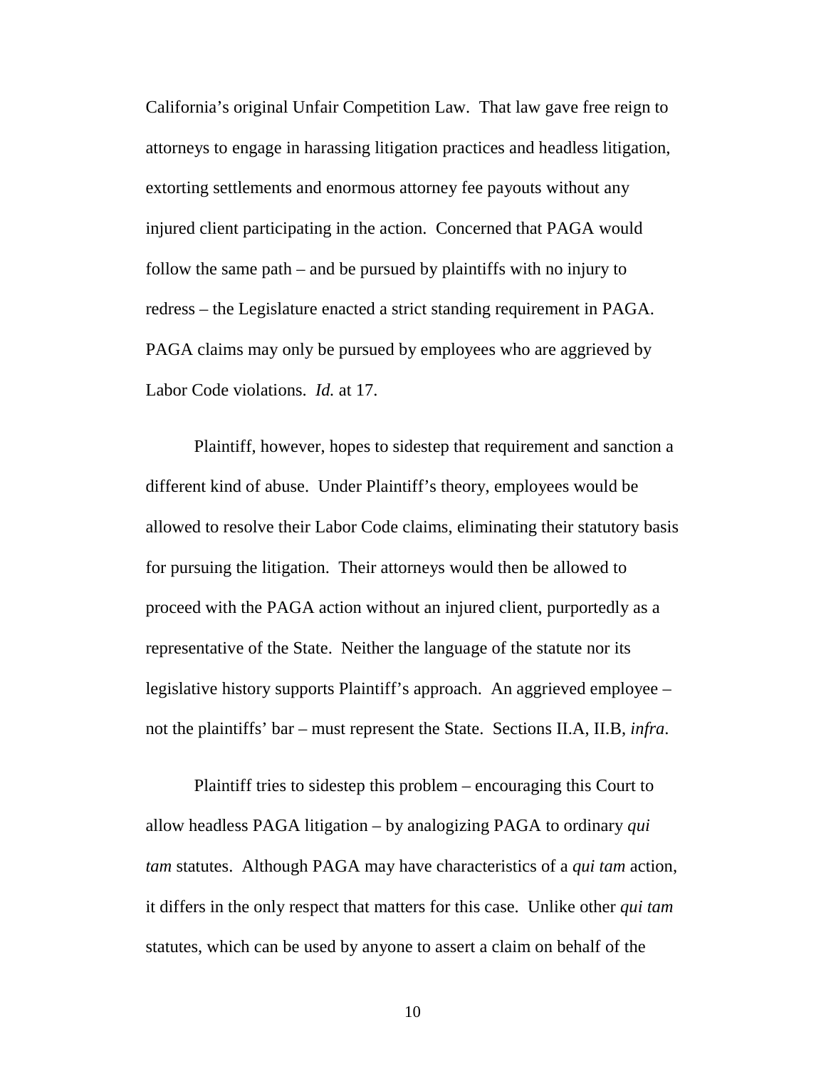California's original Unfair Competition Law. That law gave free reign to attorneys to engage in harassing litigation practices and headless litigation, extorting settlements and enormous attorney fee payouts without any injured client participating in the action. Concerned that PAGA would follow the same path – and be pursued by plaintiffs with no injury to redress – the Legislature enacted a strict standing requirement in PAGA. PAGA claims may only be pursued by employees who are aggrieved by Labor Code violations. *Id.* at 17.

Plaintiff, however, hopes to sidestep that requirement and sanction a different kind of abuse. Under Plaintiff's theory, employees would be allowed to resolve their Labor Code claims, eliminating their statutory basis for pursuing the litigation. Their attorneys would then be allowed to proceed with the PAGA action without an injured client, purportedly as a representative of the State. Neither the language of the statute nor its legislative history supports Plaintiff's approach. An aggrieved employee – not the plaintiffs' bar – must represent the State. Sections II.A, II.B, *infra*.

Plaintiff tries to sidestep this problem – encouraging this Court to allow headless PAGA litigation – by analogizing PAGA to ordinary *qui tam* statutes. Although PAGA may have characteristics of a *qui tam* action, it differs in the only respect that matters for this case. Unlike other *qui tam* statutes, which can be used by anyone to assert a claim on behalf of the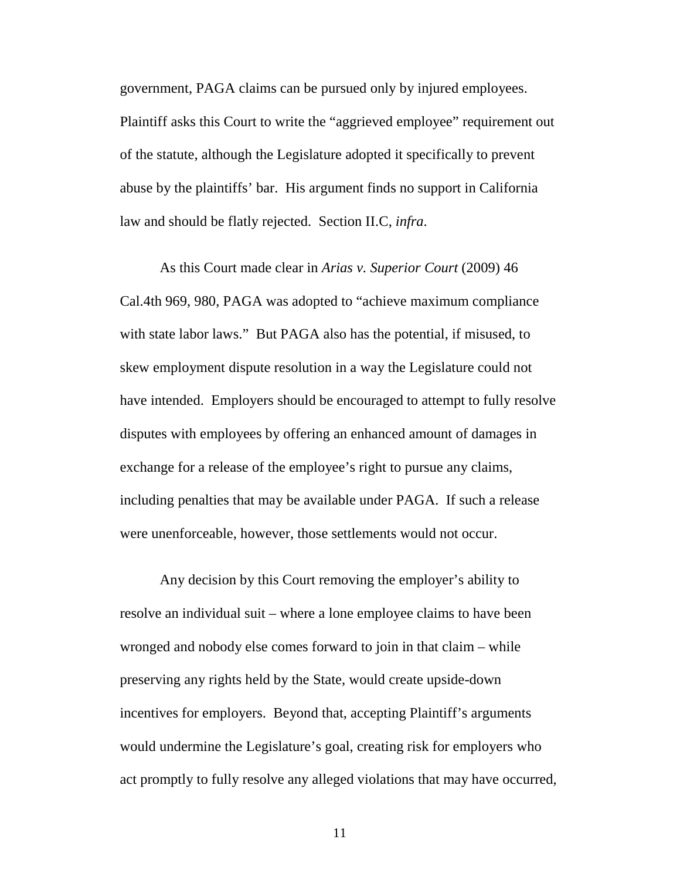government, PAGA claims can be pursued only by injured employees. Plaintiff asks this Court to write the "aggrieved employee" requirement out of the statute, although the Legislature adopted it specifically to prevent abuse by the plaintiffs' bar. His argument finds no support in California law and should be flatly rejected. Section II.C, *infra*.

As this Court made clear in *Arias v. Superior Court* (2009) 46 Cal.4th 969, 980, PAGA was adopted to "achieve maximum compliance with state labor laws." But PAGA also has the potential, if misused, to skew employment dispute resolution in a way the Legislature could not have intended. Employers should be encouraged to attempt to fully resolve disputes with employees by offering an enhanced amount of damages in exchange for a release of the employee's right to pursue any claims, including penalties that may be available under PAGA. If such a release were unenforceable, however, those settlements would not occur.

Any decision by this Court removing the employer's ability to resolve an individual suit – where a lone employee claims to have been wronged and nobody else comes forward to join in that claim – while preserving any rights held by the State, would create upside-down incentives for employers. Beyond that, accepting Plaintiff's arguments would undermine the Legislature's goal, creating risk for employers who act promptly to fully resolve any alleged violations that may have occurred,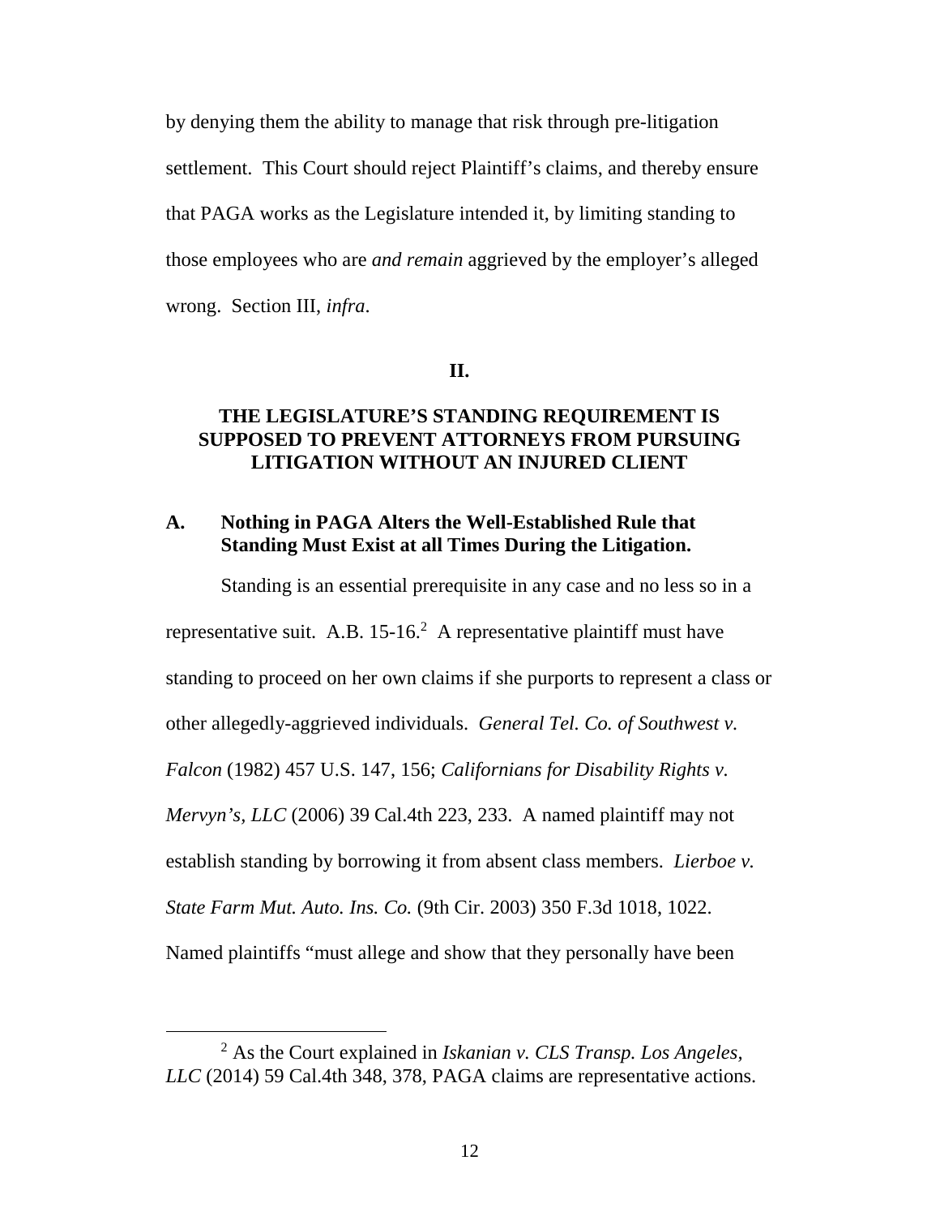by denying them the ability to manage that risk through pre-litigation settlement. This Court should reject Plaintiff's claims, and thereby ensure that PAGA works as the Legislature intended it, by limiting standing to those employees who are *and remain* aggrieved by the employer's alleged wrong. Section III, *infra*.

## II.

## THE LEGISLATURE'S STANDING REQUIREMENT IS SUPPOSED TO PREVENT ATTORNEYS FROM PURSUING LITIGATION WITHOUT AN INJURED CLIENT

### A. Nothing in PAGA Alters the Well-Established Rule that Standing Must Exist at all Times During the Litigation.

Standing is an essential prerequisite in any case and no less so in a representative suit. A.B. 15-16.[2] A representative plaintiff must have standing to proceed on her own claims if she purports to represent a class or other allegedly-aggrieved individuals. *General Tel. Co. of Southwest v. Falcon* (1982) 457 U.S. 147, 156; *Californians for Disability Rights v. Mervyn's, LLC* (2006) 39 Cal.4th 223, 233. A named plaintiff may not establish standing by borrowing it from absent class members. *Lierboe v. State Farm Mut. Auto. Ins. Co.* (9th Cir. 2003) 350 F.3d 1018, 1022. Named plaintiffs "must allege and show that they personally have been

[2] As the Court explained in *Iskanian v. CLS Transp. Los Angeles, LLC* (2014) 59 Cal.4th 348, 378, PAGA claims are representative actions.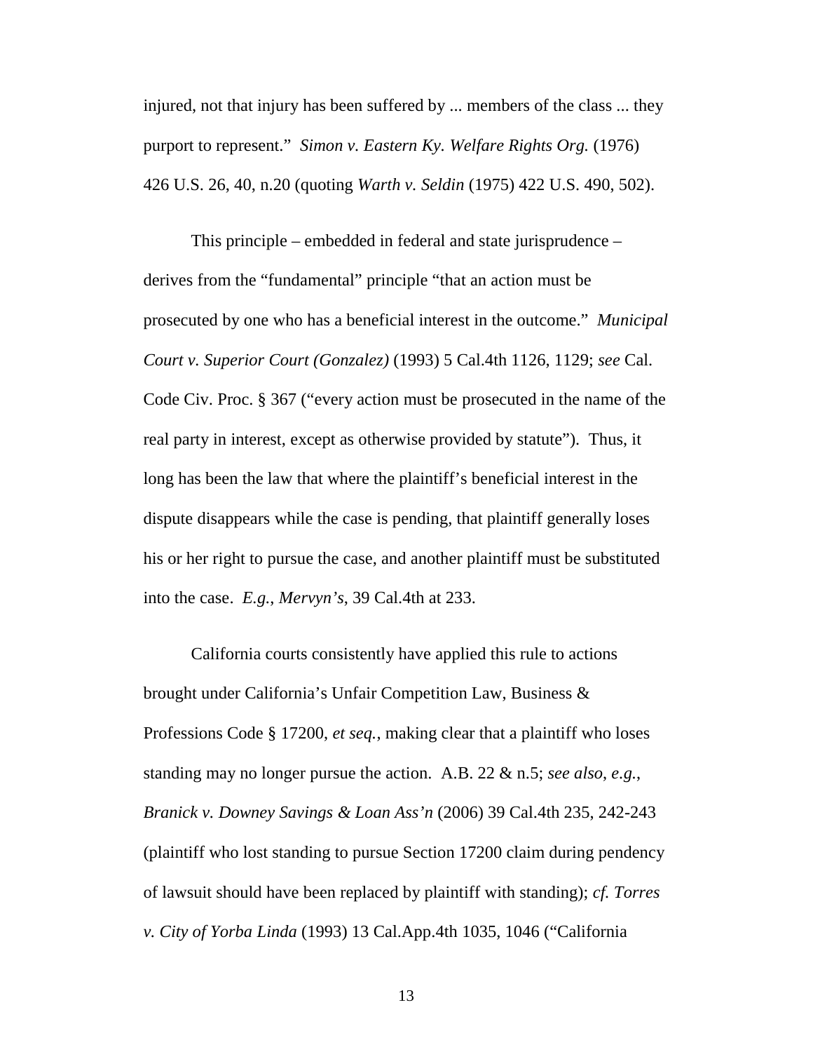injured, not that injury has been suffered by ... members of the class ... they purport to represent." *Simon v. Eastern Ky. Welfare Rights Org.* (1976) 426 U.S. 26, 40, n.20 (quoting *Warth v. Seldin* (1975) 422 U.S. 490, 502).

This principle – embedded in federal and state jurisprudence – derives from the "fundamental" principle "that an action must be prosecuted by one who has a beneficial interest in the outcome." *Municipal Court v. Superior Court (Gonzalez)* (1993) 5 Cal.4th 1126, 1129; *see* Cal. Code Civ. Proc. § 367 ("every action must be prosecuted in the name of the real party in interest, except as otherwise provided by statute"). Thus, it long has been the law that where the plaintiff's beneficial interest in the dispute disappears while the case is pending, that plaintiff generally loses his or her right to pursue the case, and another plaintiff must be substituted into the case. *E.g.*, *Mervyn's*, 39 Cal.4th at 233.

California courts consistently have applied this rule to actions brought under California's Unfair Competition Law, Business & Professions Code § 17200, *et seq.*, making clear that a plaintiff who loses standing may no longer pursue the action. A.B. 22 & n.5; *see also*, *e.g.*, *Branick v. Downey Savings & Loan Ass'n* (2006) 39 Cal.4th 235, 242-243 (plaintiff who lost standing to pursue Section 17200 claim during pendency of lawsuit should have been replaced by plaintiff with standing); *cf. Torres v. City of Yorba Linda* (1993) 13 Cal.App.4th 1035, 1046 ("California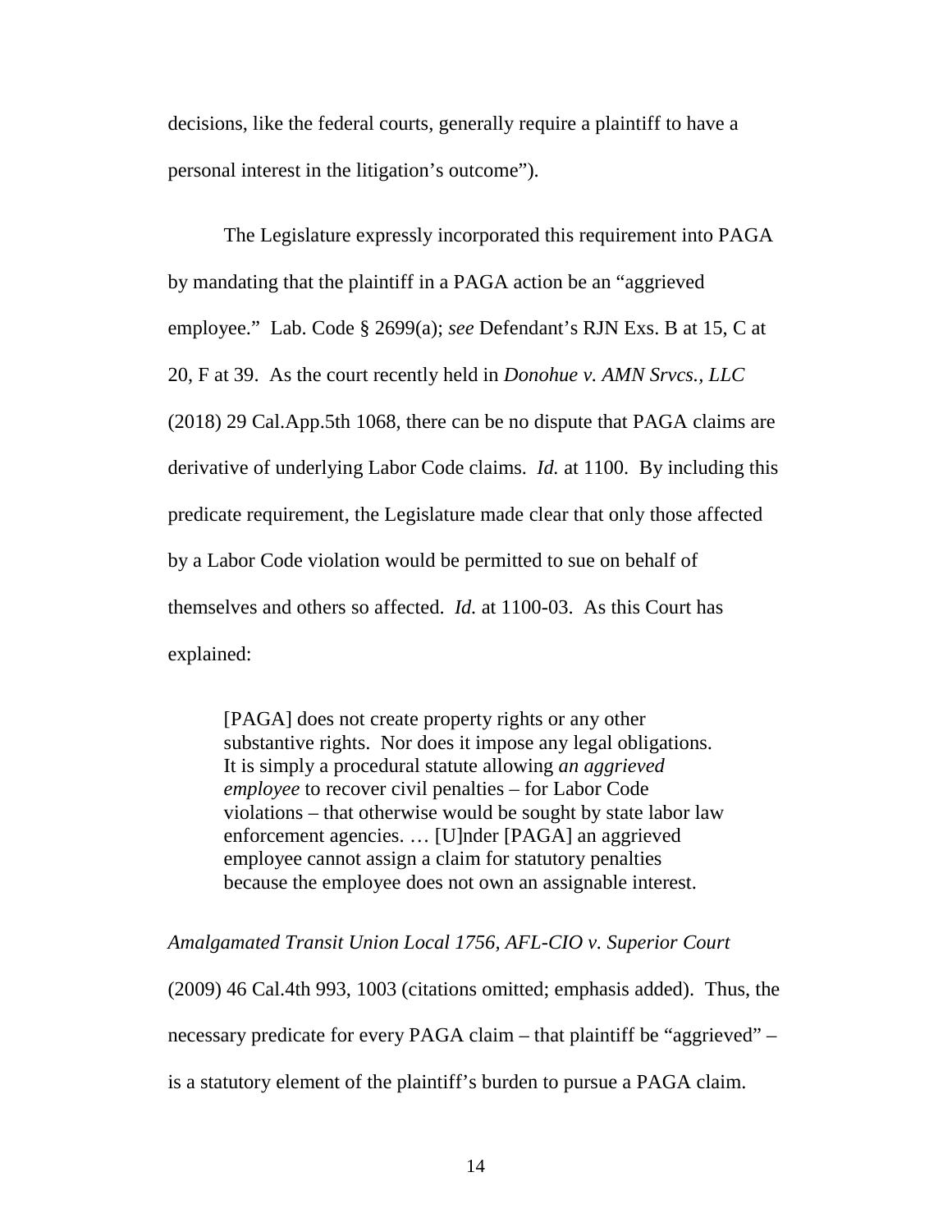decisions, like the federal courts, generally require a plaintiff to have a personal interest in the litigation's outcome").

The Legislature expressly incorporated this requirement into PAGA by mandating that the plaintiff in a PAGA action be an "aggrieved employee." Lab. Code § 2699(a); *see* Defendant's RJN Exs. B at 15, C at 20, F at 39. As the court recently held in *Donohue v. AMN Srvcs., LLC* (2018) 29 Cal.App.5th 1068, there can be no dispute that PAGA claims are derivative of underlying Labor Code claims. *Id.* at 1100. By including this predicate requirement, the Legislature made clear that only those affected by a Labor Code violation would be permitted to sue on behalf of themselves and others so affected. *Id.* at 1100-03. As this Court has explained:

> [PAGA] does not create property rights or any other substantive rights. Nor does it impose any legal obligations. It is simply a procedural statute allowing *an aggrieved employee* to recover civil penalties – for Labor Code violations – that otherwise would be sought by state labor law enforcement agencies. … [U]nder [PAGA] an aggrieved employee cannot assign a claim for statutory penalties because the employee does not own an assignable interest.

*Amalgamated Transit Union Local 1756, AFL-CIO v. Superior Court* (2009) 46 Cal.4th 993, 1003 (citations omitted; emphasis added). Thus, the necessary predicate for every PAGA claim – that plaintiff be "aggrieved" – is a statutory element of the plaintiff's burden to pursue a PAGA claim.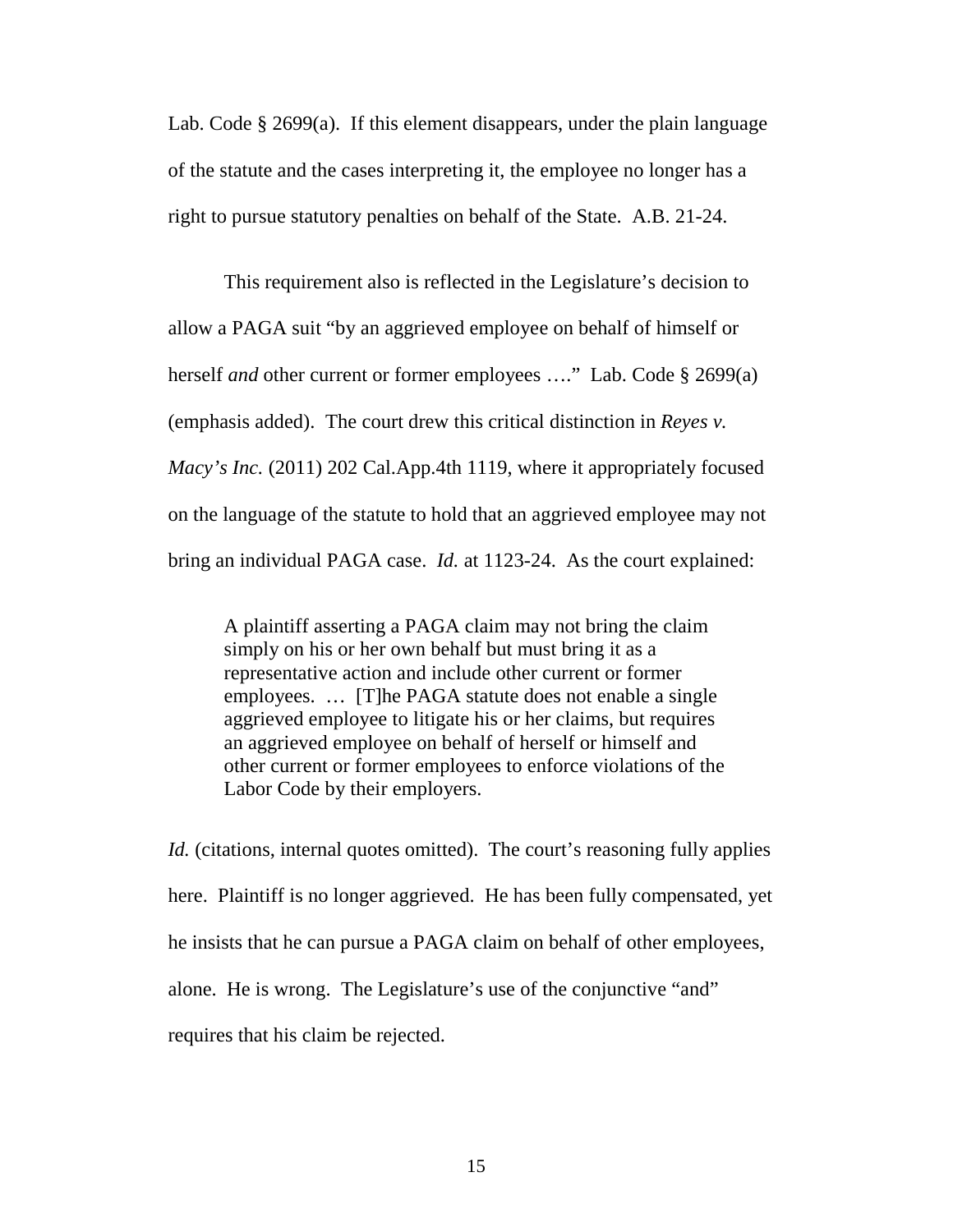Lab. Code § 2699(a). If this element disappears, under the plain language of the statute and the cases interpreting it, the employee no longer has a right to pursue statutory penalties on behalf of the State. A.B. 21-24.

This requirement also is reflected in the Legislature's decision to allow a PAGA suit "by an aggrieved employee on behalf of himself or herself *and* other current or former employees …." Lab. Code § 2699(a) (emphasis added). The court drew this critical distinction in *Reyes v. Macy's Inc.* (2011) 202 Cal.App.4th 1119, where it appropriately focused on the language of the statute to hold that an aggrieved employee may not bring an individual PAGA case. *Id.* at 1123-24. As the court explained:

> A plaintiff asserting a PAGA claim may not bring the claim simply on his or her own behalf but must bring it as a representative action and include other current or former employees. … [T]he PAGA statute does not enable a single aggrieved employee to litigate his or her claims, but requires an aggrieved employee on behalf of herself or himself and other current or former employees to enforce violations of the Labor Code by their employers.

*Id.* (citations, internal quotes omitted). The court's reasoning fully applies here. Plaintiff is no longer aggrieved. He has been fully compensated, yet he insists that he can pursue a PAGA claim on behalf of other employees, alone. He is wrong. The Legislature's use of the conjunctive "and" requires that his claim be rejected.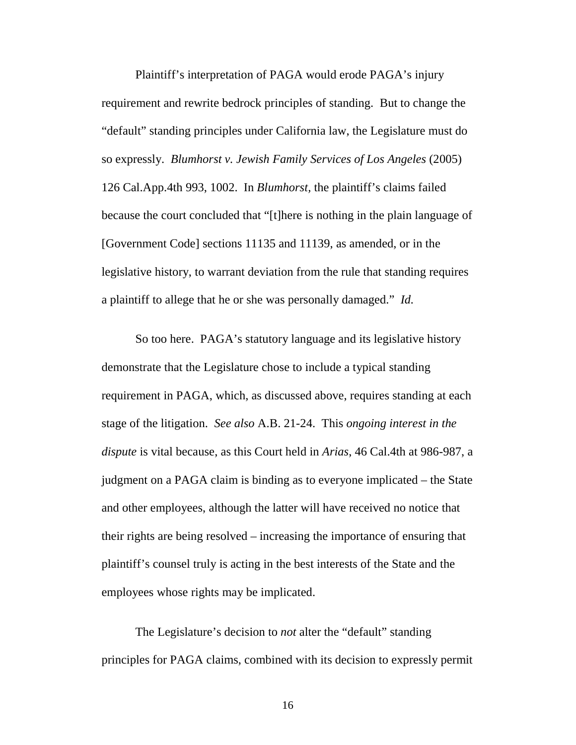Plaintiff's interpretation of PAGA would erode PAGA's injury requirement and rewrite bedrock principles of standing. But to change the "default" standing principles under California law, the Legislature must do so expressly. *Blumhorst v. Jewish Family Services of Los Angeles* (2005) 126 Cal.App.4th 993, 1002. In *Blumhorst*, the plaintiff's claims failed because the court concluded that "[t]here is nothing in the plain language of [Government Code] sections 11135 and 11139, as amended, or in the legislative history, to warrant deviation from the rule that standing requires a plaintiff to allege that he or she was personally damaged." *Id.*

So too here. PAGA's statutory language and its legislative history demonstrate that the Legislature chose to include a typical standing requirement in PAGA, which, as discussed above, requires standing at each stage of the litigation. *See also* A.B. 21-24. This *ongoing interest in the dispute* is vital because, as this Court held in *Arias*, 46 Cal.4th at 986-987, a judgment on a PAGA claim is binding as to everyone implicated – the State and other employees, although the latter will have received no notice that their rights are being resolved – increasing the importance of ensuring that plaintiff's counsel truly is acting in the best interests of the State and the employees whose rights may be implicated.

The Legislature's decision to *not* alter the "default" standing principles for PAGA claims, combined with its decision to expressly permit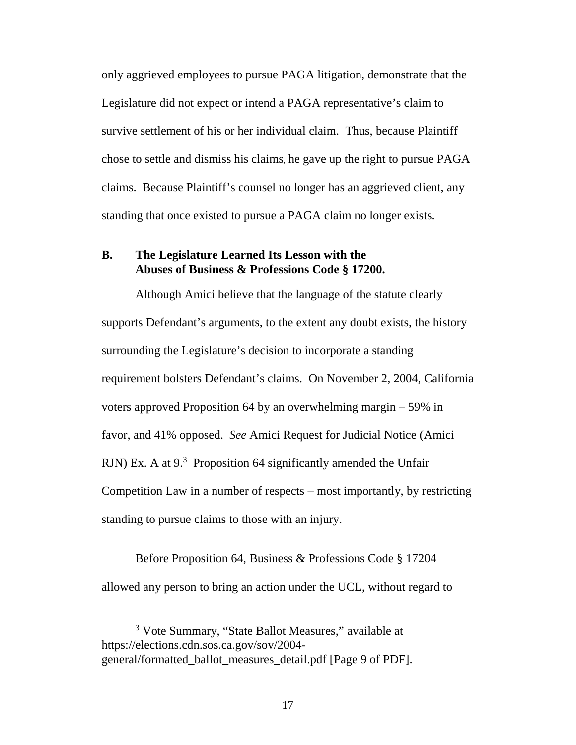only aggrieved employees to pursue PAGA litigation, demonstrate that the Legislature did not expect or intend a PAGA representative's claim to survive settlement of his or her individual claim. Thus, because Plaintiff chose to settle and dismiss his claims, he gave up the right to pursue PAGA claims. Because Plaintiff's counsel no longer has an aggrieved client, any standing that once existed to pursue a PAGA claim no longer exists.

### B. The Legislature Learned Its Lesson with the Abuses of Business & Professions Code § 17200.

Although Amici believe that the language of the statute clearly supports Defendant's arguments, to the extent any doubt exists, the history surrounding the Legislature's decision to incorporate a standing requirement bolsters Defendant's claims. On November 2, 2004, California voters approved Proposition 64 by an overwhelming margin – 59% in favor, and 41% opposed. *See* Amici Request for Judicial Notice (Amici RJN) Ex. A at 9.[3] Proposition 64 significantly amended the Unfair Competition Law in a number of respects – most importantly, by restricting standing to pursue claims to those with an injury.

Before Proposition 64, Business & Professions Code § 17204 allowed any person to bring an action under the UCL, without regard to

[3] Vote Summary, "State Ballot Measures," available at https://elections.cdn.sos.ca.gov/sov/2004-general/formatted_ballot_measures_detail.pdf [Page 9 of PDF].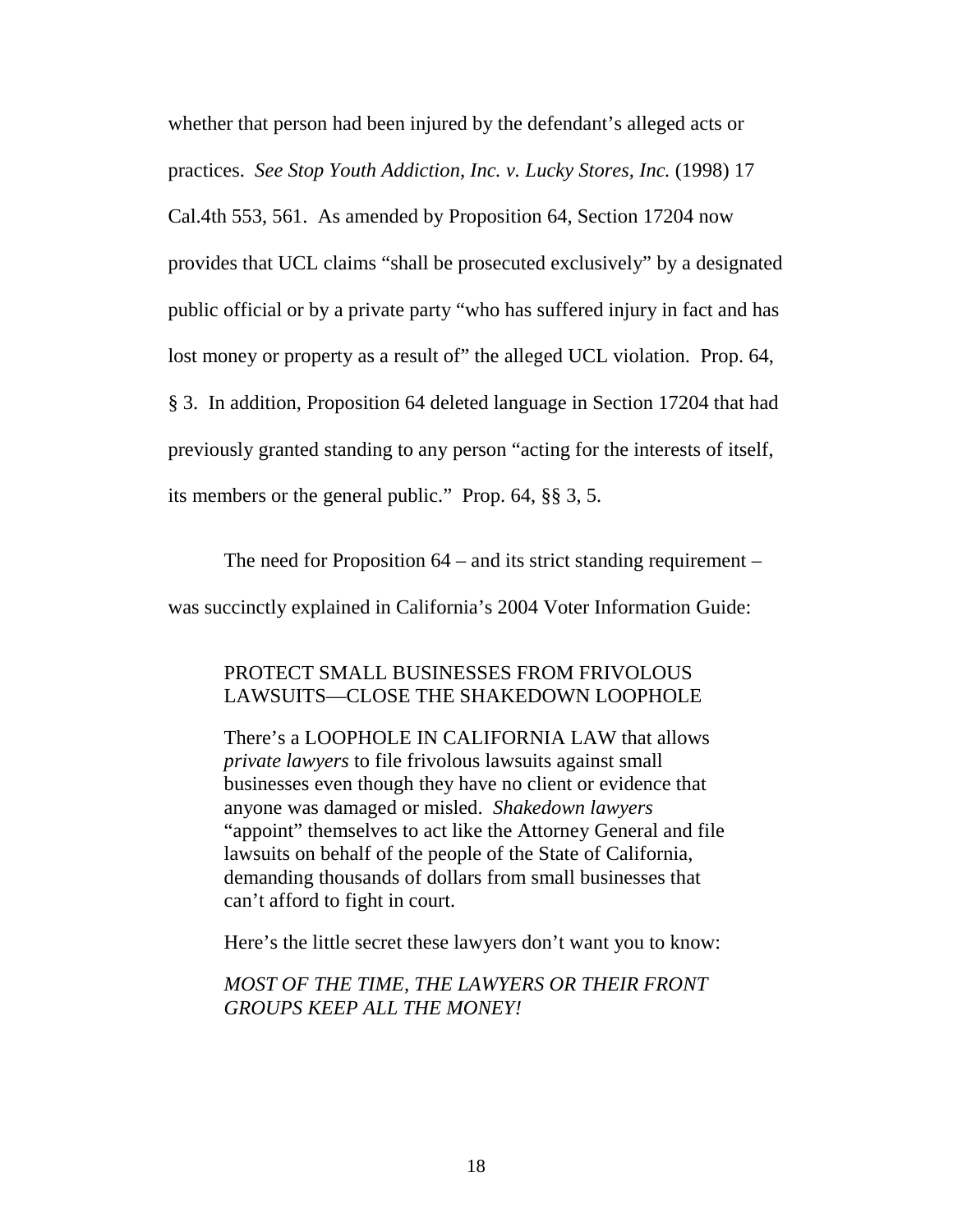whether that person had been injured by the defendant's alleged acts or practices. *See Stop Youth Addiction, Inc. v. Lucky Stores, Inc.* (1998) 17 Cal.4th 553, 561. As amended by Proposition 64, Section 17204 now provides that UCL claims "shall be prosecuted exclusively" by a designated public official or by a private party "who has suffered injury in fact and has lost money or property as a result of" the alleged UCL violation. Prop. 64, § 3. In addition, Proposition 64 deleted language in Section 17204 that had previously granted standing to any person "acting for the interests of itself, its members or the general public." Prop. 64, §§ 3, 5.

The need for Proposition 64 – and its strict standing requirement – was succinctly explained in California's 2004 Voter Information Guide:

> PROTECT SMALL BUSINESSES FROM FRIVOLOUS LAWSUITS—CLOSE THE SHAKEDOWN LOOPHOLE
>
> There's a LOOPHOLE IN CALIFORNIA LAW that allows *private lawyers* to file frivolous lawsuits against small businesses even though they have no client or evidence that anyone was damaged or misled. *Shakedown lawyers* "appoint" themselves to act like the Attorney General and file lawsuits on behalf of the people of the State of California, demanding thousands of dollars from small businesses that can't afford to fight in court.
>
> Here's the little secret these lawyers don't want you to know:
>
> *MOST OF THE TIME, THE LAWYERS OR THEIR FRONT GROUPS KEEP ALL THE MONEY!*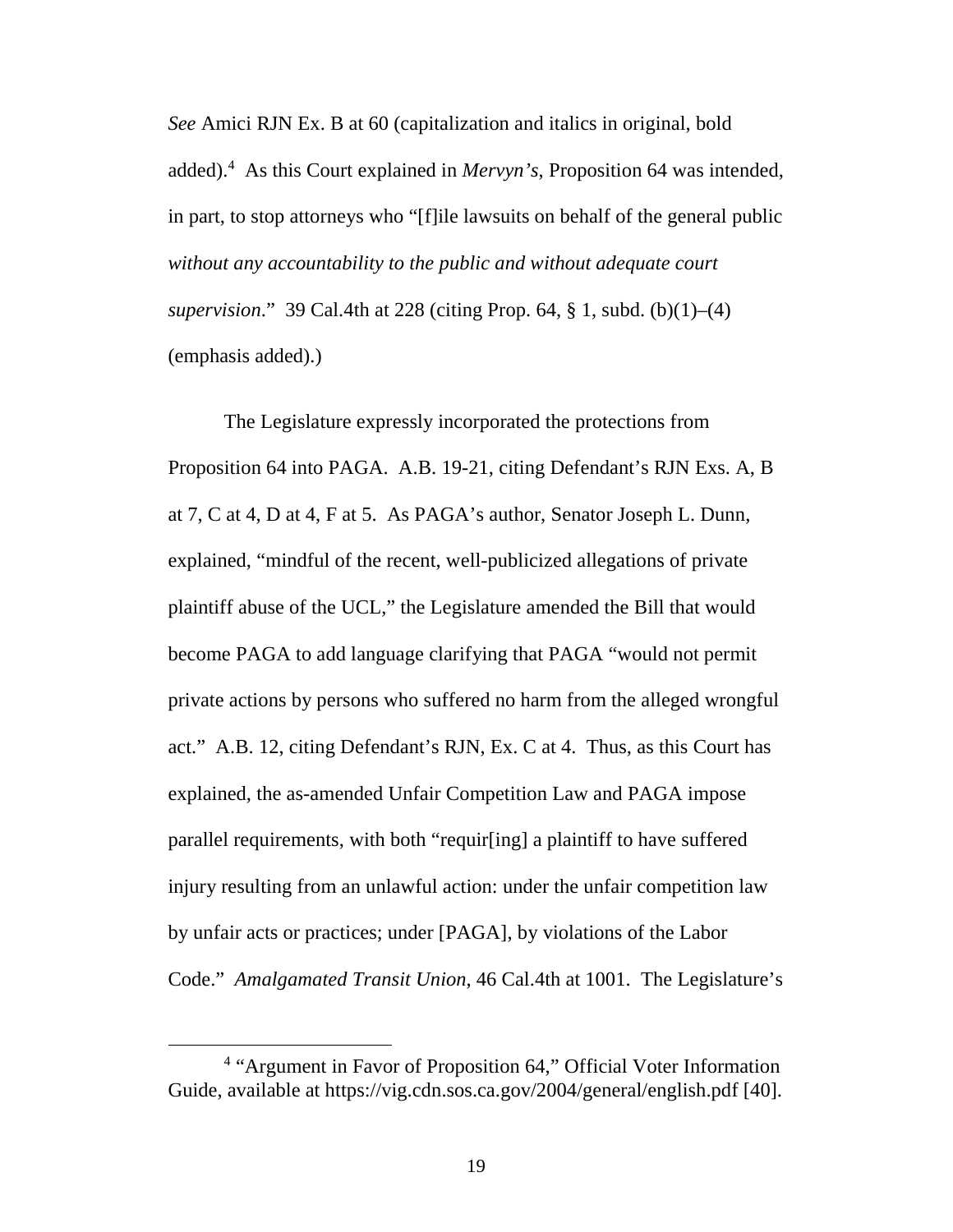*See* Amici RJN Ex. B at 60 (capitalization and italics in original, bold added).[4] As this Court explained in *Mervyn's*, Proposition 64 was intended, in part, to stop attorneys who "[f]ile lawsuits on behalf of the general public *without any accountability to the public and without adequate court supervision*." 39 Cal.4th at 228 (citing Prop. 64, § 1, subd. (b)(1)–(4) (emphasis added).)

The Legislature expressly incorporated the protections from Proposition 64 into PAGA. A.B. 19-21, citing Defendant's RJN Exs. A, B at 7, C at 4, D at 4, F at 5. As PAGA's author, Senator Joseph L. Dunn, explained, "mindful of the recent, well-publicized allegations of private plaintiff abuse of the UCL," the Legislature amended the Bill that would become PAGA to add language clarifying that PAGA "would not permit private actions by persons who suffered no harm from the alleged wrongful act." A.B. 12, citing Defendant's RJN, Ex. C at 4. Thus, as this Court has explained, the as-amended Unfair Competition Law and PAGA impose parallel requirements, with both "requir[ing] a plaintiff to have suffered injury resulting from an unlawful action: under the unfair competition law by unfair acts or practices; under [PAGA], by violations of the Labor Code." *Amalgamated Transit Union*, 46 Cal.4th at 1001. The Legislature's

[4] "Argument in Favor of Proposition 64," Official Voter Information Guide, available at https://vig.cdn.sos.ca.gov/2004/general/english.pdf [40].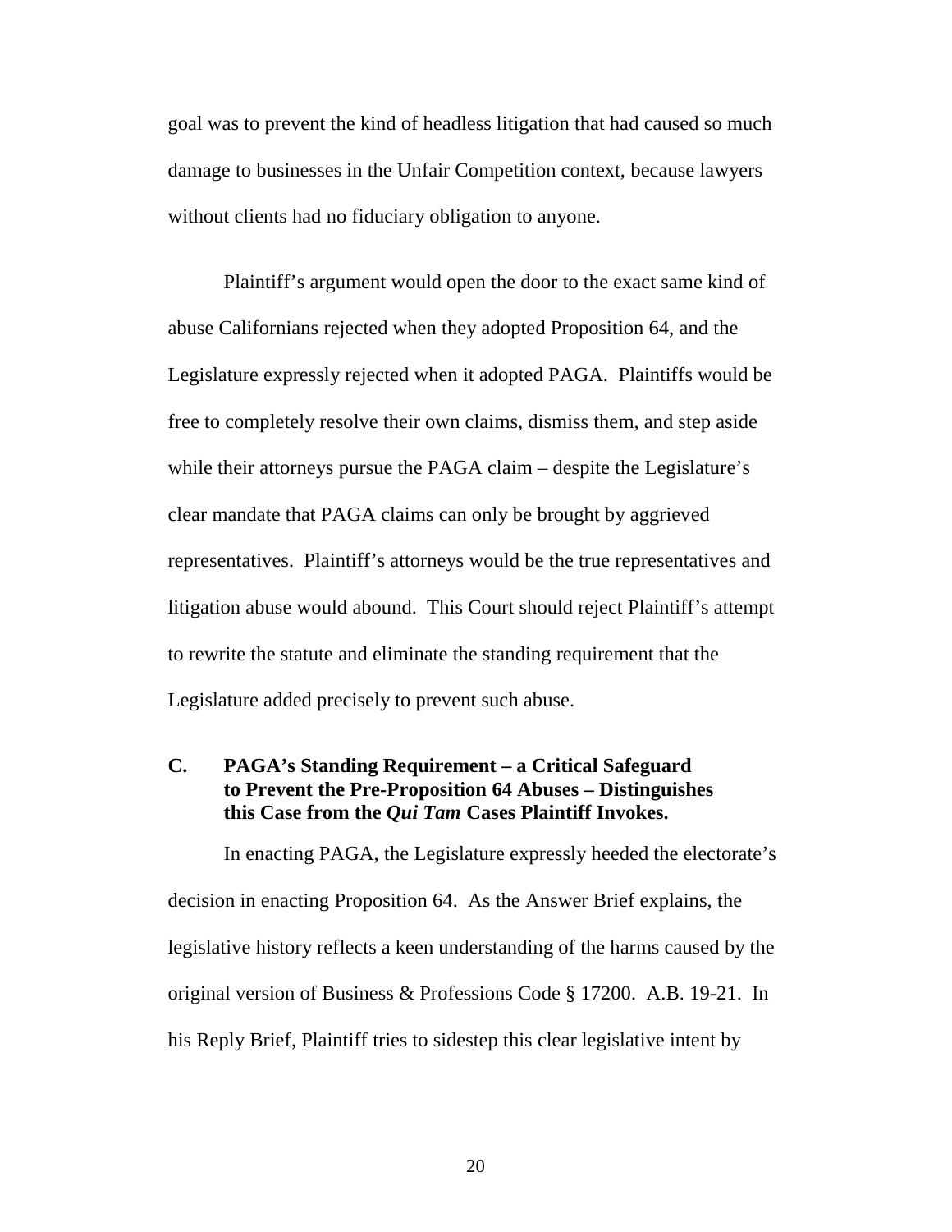goal was to prevent the kind of headless litigation that had caused so much damage to businesses in the Unfair Competition context, because lawyers without clients had no fiduciary obligation to anyone.

Plaintiff's argument would open the door to the exact same kind of abuse Californians rejected when they adopted Proposition 64, and the Legislature expressly rejected when it adopted PAGA. Plaintiffs would be free to completely resolve their own claims, dismiss them, and step aside while their attorneys pursue the PAGA claim – despite the Legislature's clear mandate that PAGA claims can only be brought by aggrieved representatives. Plaintiff's attorneys would be the true representatives and litigation abuse would abound. This Court should reject Plaintiff's attempt to rewrite the statute and eliminate the standing requirement that the Legislature added precisely to prevent such abuse.

### C. PAGA's Standing Requirement – a Critical Safeguard to Prevent the Pre-Proposition 64 Abuses – Distinguishes this Case from the *Qui Tam* Cases Plaintiff Invokes.

In enacting PAGA, the Legislature expressly heeded the electorate's decision in enacting Proposition 64. As the Answer Brief explains, the legislative history reflects a keen understanding of the harms caused by the original version of Business & Professions Code § 17200. A.B. 19-21. In his Reply Brief, Plaintiff tries to sidestep this clear legislative intent by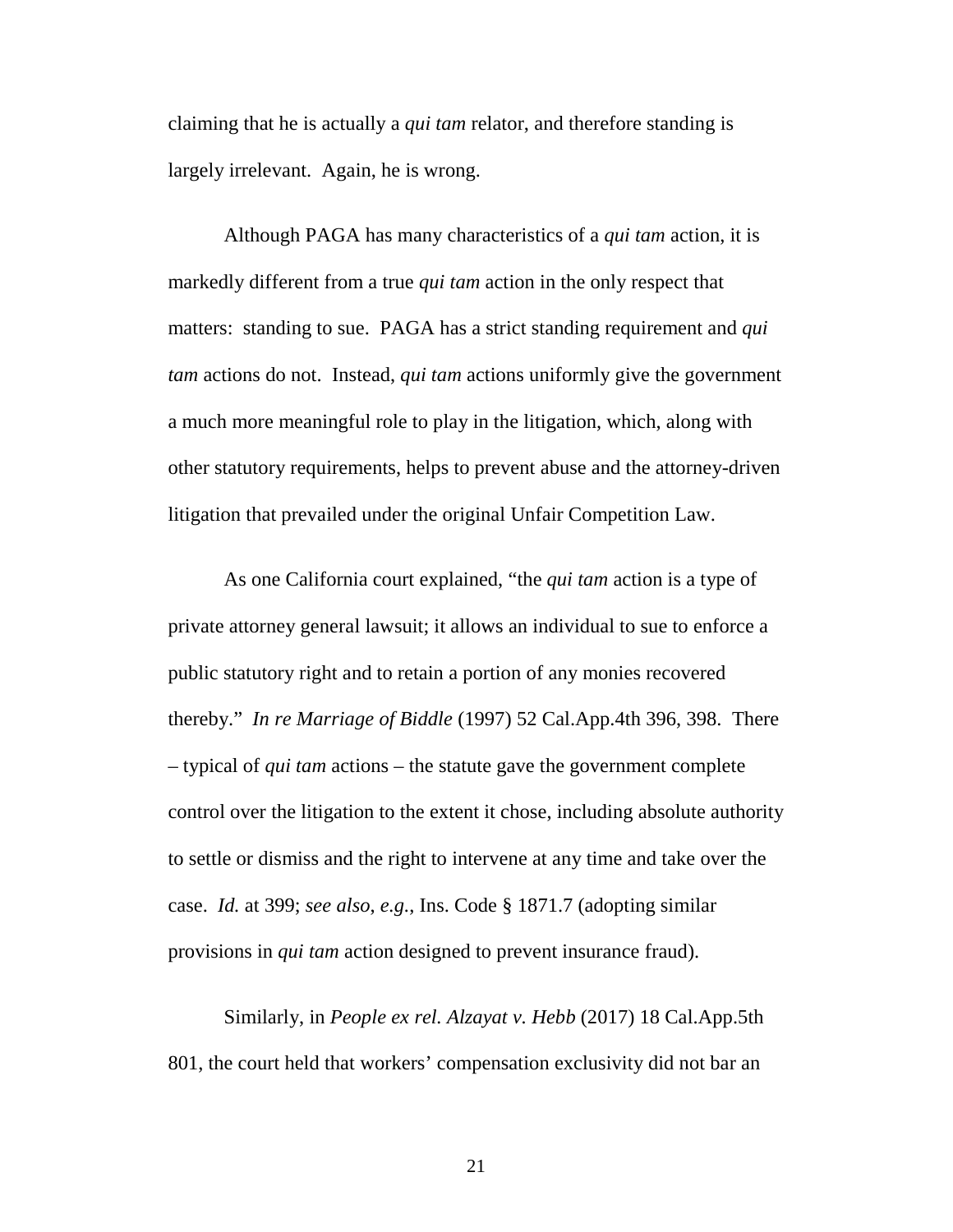claiming that he is actually a *qui tam* relator, and therefore standing is largely irrelevant. Again, he is wrong.

Although PAGA has many characteristics of a *qui tam* action, it is markedly different from a true *qui tam* action in the only respect that matters: standing to sue. PAGA has a strict standing requirement and *qui tam* actions do not. Instead, *qui tam* actions uniformly give the government a much more meaningful role to play in the litigation, which, along with other statutory requirements, helps to prevent abuse and the attorney-driven litigation that prevailed under the original Unfair Competition Law.

As one California court explained, "the *qui tam* action is a type of private attorney general lawsuit; it allows an individual to sue to enforce a public statutory right and to retain a portion of any monies recovered thereby." *In re Marriage of Biddle* (1997) 52 Cal.App.4th 396, 398. There – typical of *qui tam* actions – the statute gave the government complete control over the litigation to the extent it chose, including absolute authority to settle or dismiss and the right to intervene at any time and take over the case. *Id.* at 399; *see also*, *e.g.*, Ins. Code § 1871.7 (adopting similar provisions in *qui tam* action designed to prevent insurance fraud).

Similarly, in *People ex rel. Alzayat v. Hebb* (2017) 18 Cal.App.5th 801, the court held that workers' compensation exclusivity did not bar an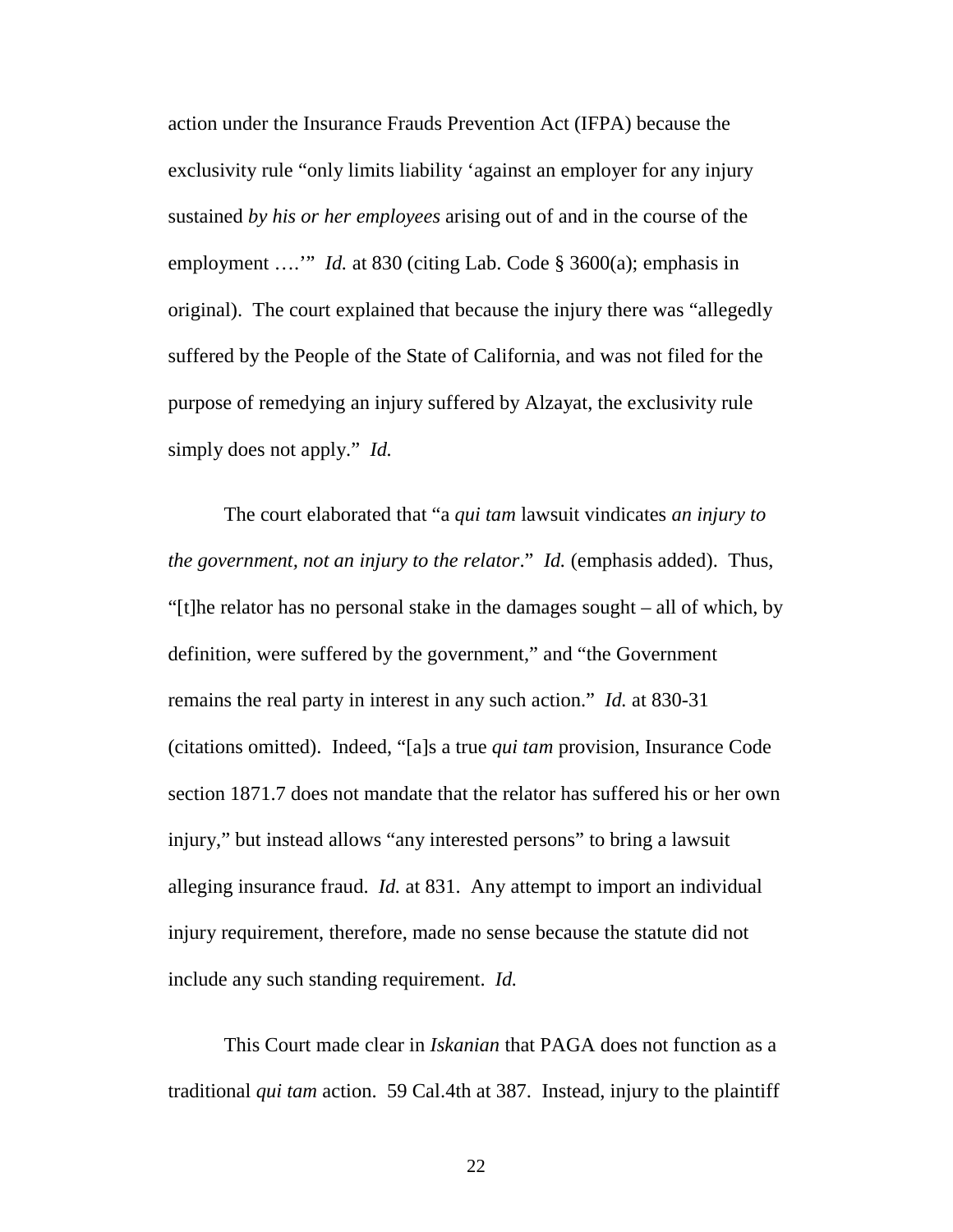action under the Insurance Frauds Prevention Act (IFPA) because the exclusivity rule "only limits liability 'against an employer for any injury sustained *by his or her employees* arising out of and in the course of the employment ….'" *Id.* at 830 (citing Lab. Code § 3600(a); emphasis in original). The court explained that because the injury there was "allegedly suffered by the People of the State of California, and was not filed for the purpose of remedying an injury suffered by Alzayat, the exclusivity rule simply does not apply." *Id.*

The court elaborated that "a *qui tam* lawsuit vindicates *an injury to the government, not an injury to the relator*." *Id.* (emphasis added). Thus, "[t]he relator has no personal stake in the damages sought – all of which, by definition, were suffered by the government," and "the Government remains the real party in interest in any such action." *Id.* at 830-31 (citations omitted). Indeed, "[a]s a true *qui tam* provision, Insurance Code section 1871.7 does not mandate that the relator has suffered his or her own injury," but instead allows "any interested persons" to bring a lawsuit alleging insurance fraud. *Id.* at 831. Any attempt to import an individual injury requirement, therefore, made no sense because the statute did not include any such standing requirement. *Id.*

This Court made clear in *Iskanian* that PAGA does not function as a traditional *qui tam* action. 59 Cal.4th at 387. Instead, injury to the plaintiff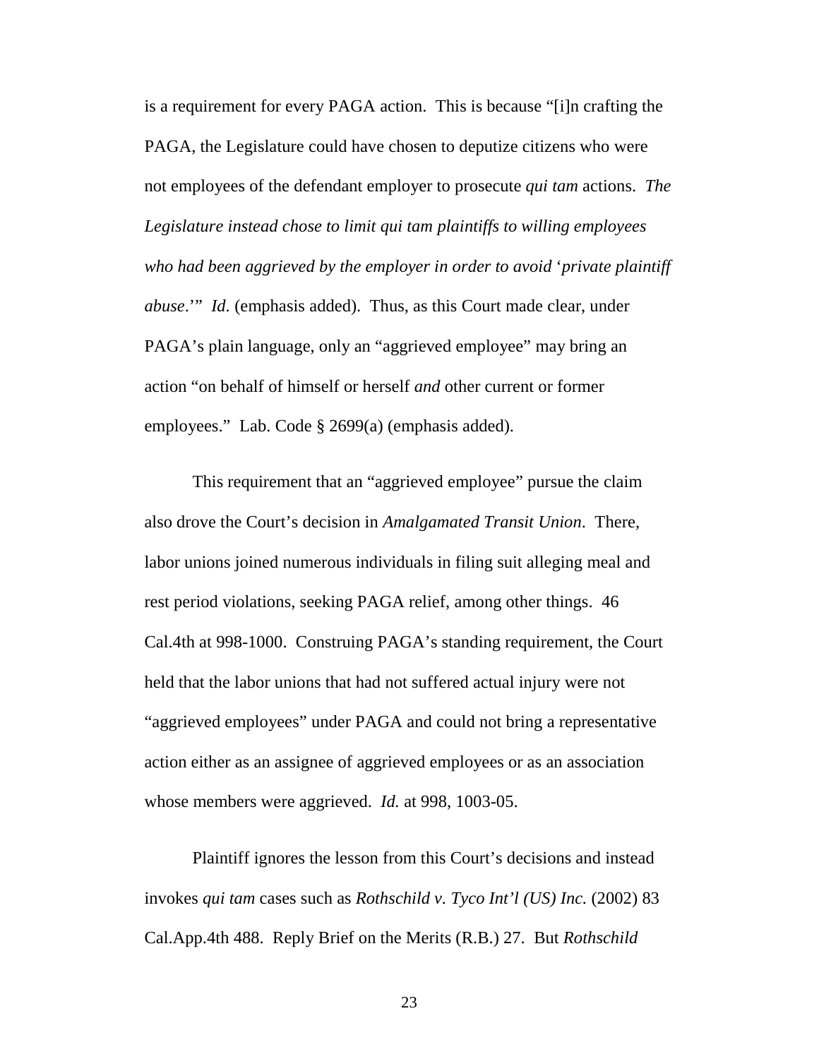is a requirement for every PAGA action. This is because "[i]n crafting the PAGA, the Legislature could have chosen to deputize citizens who were not employees of the defendant employer to prosecute *qui tam* actions. *The Legislature instead chose to limit qui tam plaintiffs to willing employees who had been aggrieved by the employer in order to avoid 'private plaintiff abuse*.'" *Id*. (emphasis added). Thus, as this Court made clear, under PAGA's plain language, only an "aggrieved employee" may bring an action "on behalf of himself or herself *and* other current or former employees." Lab. Code § 2699(a) (emphasis added).

This requirement that an "aggrieved employee" pursue the claim also drove the Court's decision in *Amalgamated Transit Union*. There, labor unions joined numerous individuals in filing suit alleging meal and rest period violations, seeking PAGA relief, among other things. 46 Cal.4th at 998-1000. Construing PAGA's standing requirement, the Court held that the labor unions that had not suffered actual injury were not "aggrieved employees" under PAGA and could not bring a representative action either as an assignee of aggrieved employees or as an association whose members were aggrieved. *Id.* at 998, 1003-05.

Plaintiff ignores the lesson from this Court's decisions and instead invokes *qui tam* cases such as *Rothschild v. Tyco Int'l (US) Inc.* (2002) 83 Cal.App.4th 488. Reply Brief on the Merits (R.B.) 27. But *Rothschild*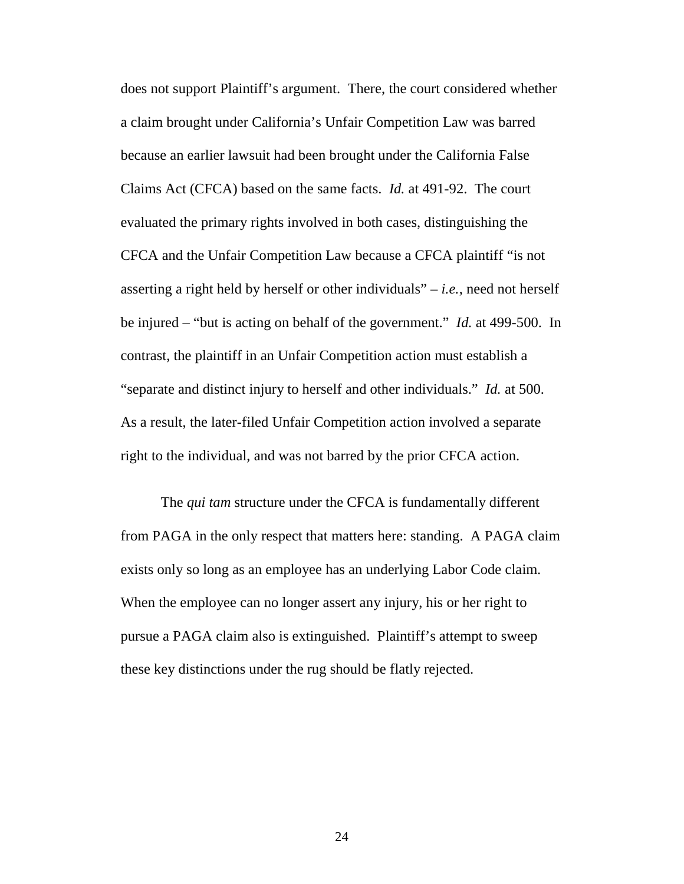does not support Plaintiff's argument. There, the court considered whether a claim brought under California's Unfair Competition Law was barred because an earlier lawsuit had been brought under the California False Claims Act (CFCA) based on the same facts. *Id.* at 491-92. The court evaluated the primary rights involved in both cases, distinguishing the CFCA and the Unfair Competition Law because a CFCA plaintiff "is not asserting a right held by herself or other individuals" – *i.e.*, need not herself be injured – "but is acting on behalf of the government." *Id.* at 499-500. In contrast, the plaintiff in an Unfair Competition action must establish a "separate and distinct injury to herself and other individuals." *Id.* at 500. As a result, the later-filed Unfair Competition action involved a separate right to the individual, and was not barred by the prior CFCA action.

The *qui tam* structure under the CFCA is fundamentally different from PAGA in the only respect that matters here: standing. A PAGA claim exists only so long as an employee has an underlying Labor Code claim. When the employee can no longer assert any injury, his or her right to pursue a PAGA claim also is extinguished. Plaintiff's attempt to sweep these key distinctions under the rug should be flatly rejected.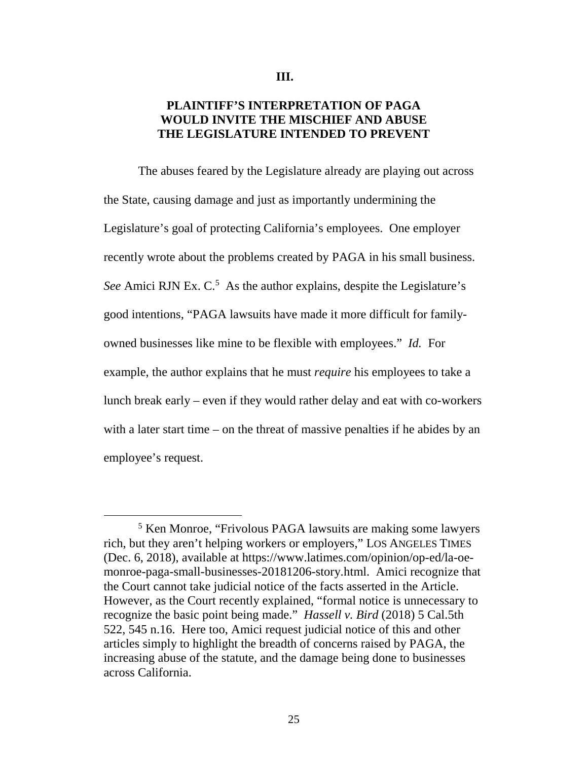## III.

## PLAINTIFF'S INTERPRETATION OF PAGA WOULD INVITE THE MISCHIEF AND ABUSE THE LEGISLATURE INTENDED TO PREVENT

The abuses feared by the Legislature already are playing out across the State, causing damage and just as importantly undermining the Legislature's goal of protecting California's employees. One employer recently wrote about the problems created by PAGA in his small business. *See* Amici RJN Ex. C.[5] As the author explains, despite the Legislature's good intentions, "PAGA lawsuits have made it more difficult for family-owned businesses like mine to be flexible with employees." *Id.* For example, the author explains that he must *require* his employees to take a lunch break early – even if they would rather delay and eat with co-workers with a later start time – on the threat of massive penalties if he abides by an employee's request.

[5] Ken Monroe, "Frivolous PAGA lawsuits are making some lawyers rich, but they aren't helping workers or employers," LOS ANGELES TIMES (Dec. 6, 2018), available at https://www.latimes.com/opinion/op-ed/la-oe-monroe-paga-small-businesses-20181206-story.html. Amici recognize that the Court cannot take judicial notice of the facts asserted in the Article. However, as the Court recently explained, "formal notice is unnecessary to recognize the basic point being made." *Hassell v. Bird* (2018) 5 Cal.5th 522, 545 n.16. Here too, Amici request judicial notice of this and other articles simply to highlight the breadth of concerns raised by PAGA, the increasing abuse of the statute, and the damage being done to businesses across California.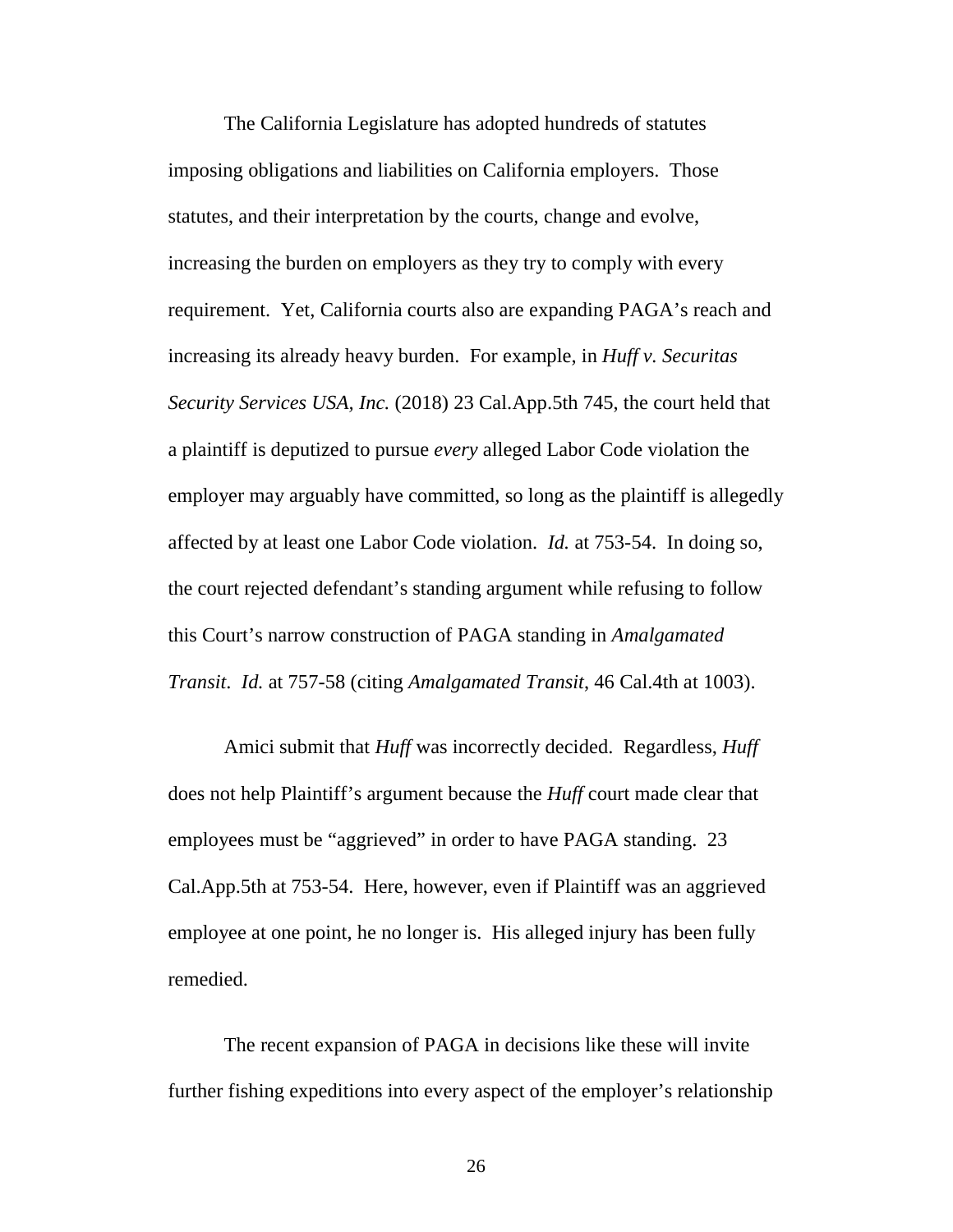The California Legislature has adopted hundreds of statutes imposing obligations and liabilities on California employers. Those statutes, and their interpretation by the courts, change and evolve, increasing the burden on employers as they try to comply with every requirement. Yet, California courts also are expanding PAGA's reach and increasing its already heavy burden. For example, in *Huff v. Securitas Security Services USA, Inc.* (2018) 23 Cal.App.5th 745, the court held that a plaintiff is deputized to pursue *every* alleged Labor Code violation the employer may arguably have committed, so long as the plaintiff is allegedly affected by at least one Labor Code violation. *Id.* at 753-54. In doing so, the court rejected defendant's standing argument while refusing to follow this Court's narrow construction of PAGA standing in *Amalgamated Transit*. *Id.* at 757-58 (citing *Amalgamated Transit*, 46 Cal.4th at 1003).

Amici submit that *Huff* was incorrectly decided. Regardless, *Huff* does not help Plaintiff's argument because the *Huff* court made clear that employees must be "aggrieved" in order to have PAGA standing. 23 Cal.App.5th at 753-54. Here, however, even if Plaintiff was an aggrieved employee at one point, he no longer is. His alleged injury has been fully remedied.

The recent expansion of PAGA in decisions like these will invite further fishing expeditions into every aspect of the employer's relationship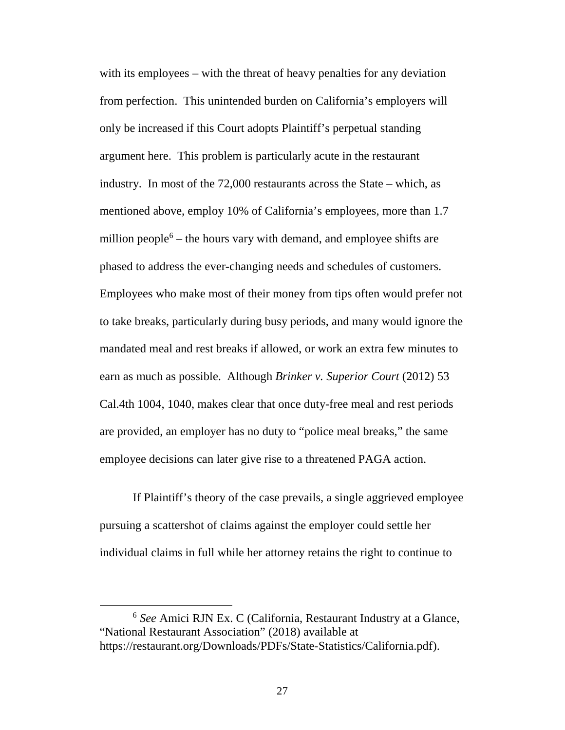with its employees – with the threat of heavy penalties for any deviation from perfection. This unintended burden on California's employers will only be increased if this Court adopts Plaintiff's perpetual standing argument here. This problem is particularly acute in the restaurant industry. In most of the 72,000 restaurants across the State – which, as mentioned above, employ 10% of California's employees, more than 1.7 million people[6] – the hours vary with demand, and employee shifts are phased to address the ever-changing needs and schedules of customers. Employees who make most of their money from tips often would prefer not to take breaks, particularly during busy periods, and many would ignore the mandated meal and rest breaks if allowed, or work an extra few minutes to earn as much as possible. Although *Brinker v. Superior Court* (2012) 53 Cal.4th 1004, 1040, makes clear that once duty-free meal and rest periods are provided, an employer has no duty to "police meal breaks," the same employee decisions can later give rise to a threatened PAGA action.

If Plaintiff's theory of the case prevails, a single aggrieved employee pursuing a scattershot of claims against the employer could settle her individual claims in full while her attorney retains the right to continue to

---

[6] *See* Amici RJN Ex. C (California, Restaurant Industry at a Glance, "National Restaurant Association" (2018) available at https://restaurant.org/Downloads/PDFs/State-Statistics/California.pdf).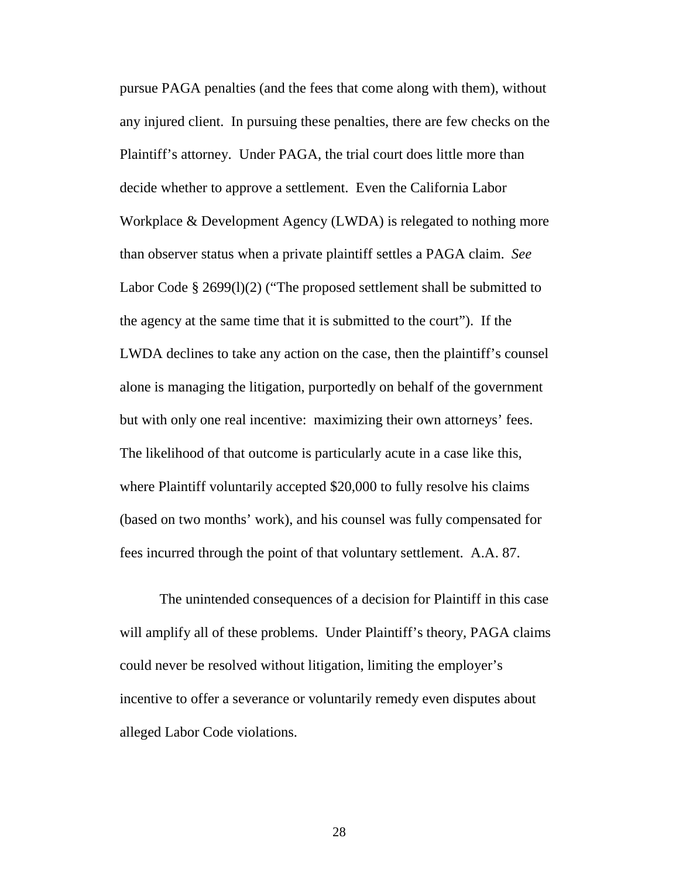pursue PAGA penalties (and the fees that come along with them), without any injured client. In pursuing these penalties, there are few checks on the Plaintiff's attorney. Under PAGA, the trial court does little more than decide whether to approve a settlement. Even the California Labor Workplace & Development Agency (LWDA) is relegated to nothing more than observer status when a private plaintiff settles a PAGA claim. *See* Labor Code § 2699(l)(2) ("The proposed settlement shall be submitted to the agency at the same time that it is submitted to the court"). If the LWDA declines to take any action on the case, then the plaintiff's counsel alone is managing the litigation, purportedly on behalf of the government but with only one real incentive: maximizing their own attorneys' fees. The likelihood of that outcome is particularly acute in a case like this, where Plaintiff voluntarily accepted $20,000 to fully resolve his claims (based on two months' work), and his counsel was fully compensated for fees incurred through the point of that voluntary settlement. A.A. 87.

The unintended consequences of a decision for Plaintiff in this case will amplify all of these problems. Under Plaintiff's theory, PAGA claims could never be resolved without litigation, limiting the employer's incentive to offer a severance or voluntarily remedy even disputes about alleged Labor Code violations.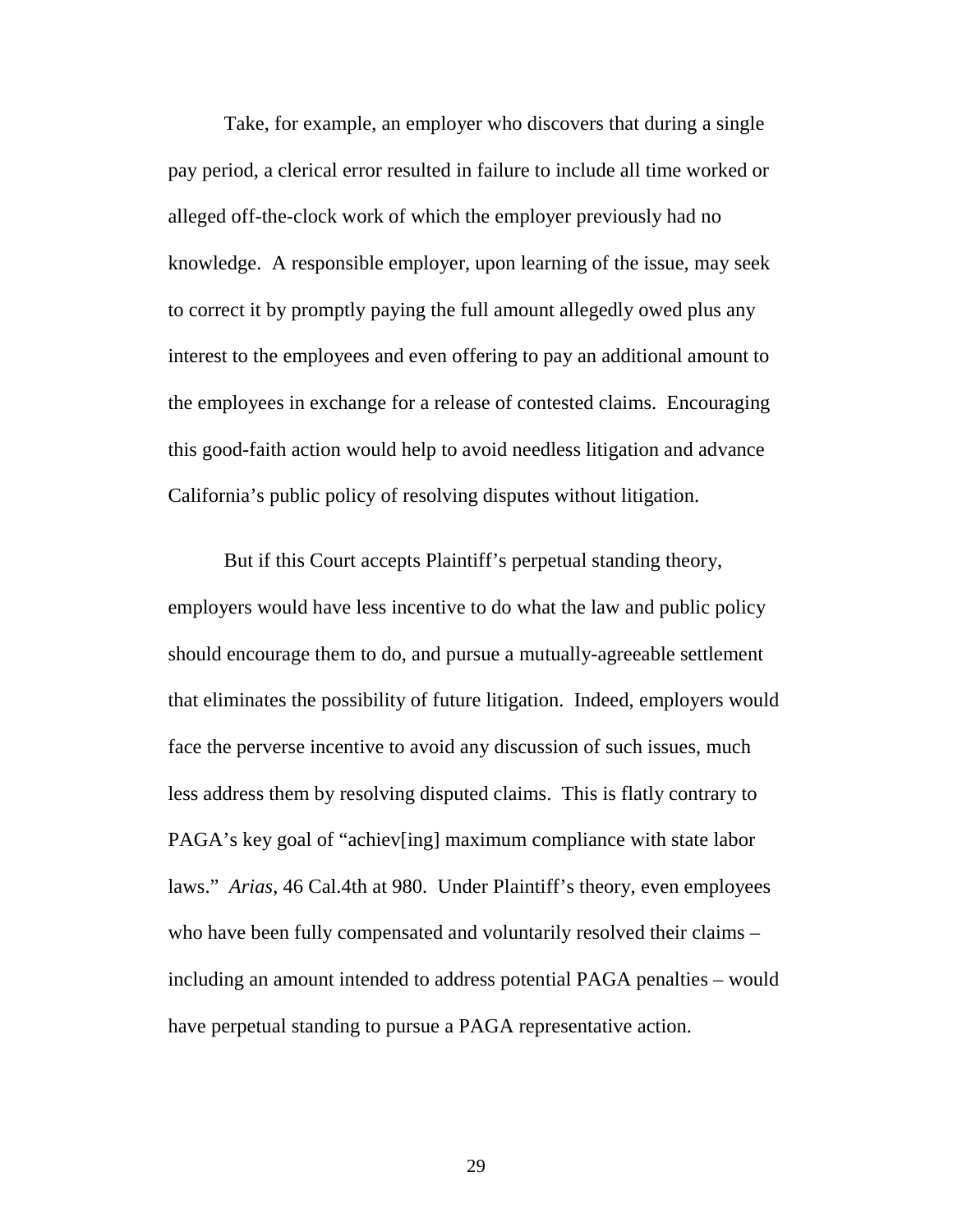Take, for example, an employer who discovers that during a single pay period, a clerical error resulted in failure to include all time worked or alleged off-the-clock work of which the employer previously had no knowledge. A responsible employer, upon learning of the issue, may seek to correct it by promptly paying the full amount allegedly owed plus any interest to the employees and even offering to pay an additional amount to the employees in exchange for a release of contested claims. Encouraging this good-faith action would help to avoid needless litigation and advance California's public policy of resolving disputes without litigation.

But if this Court accepts Plaintiff's perpetual standing theory, employers would have less incentive to do what the law and public policy should encourage them to do, and pursue a mutually-agreeable settlement that eliminates the possibility of future litigation. Indeed, employers would face the perverse incentive to avoid any discussion of such issues, much less address them by resolving disputed claims. This is flatly contrary to PAGA's key goal of "achiev[ing] maximum compliance with state labor laws." *Arias*, 46 Cal.4th at 980. Under Plaintiff's theory, even employees who have been fully compensated and voluntarily resolved their claims – including an amount intended to address potential PAGA penalties – would have perpetual standing to pursue a PAGA representative action.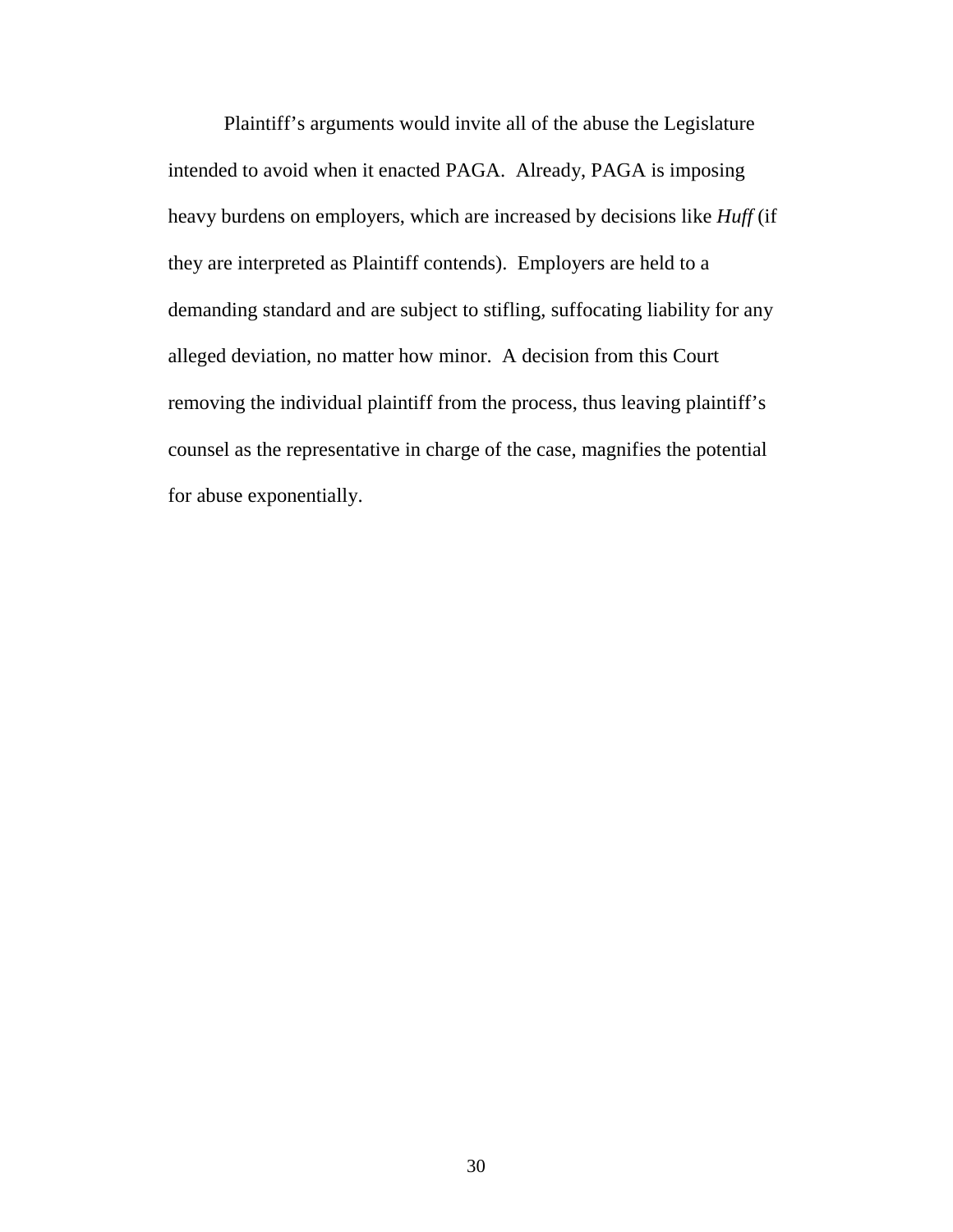Plaintiff's arguments would invite all of the abuse the Legislature intended to avoid when it enacted PAGA. Already, PAGA is imposing heavy burdens on employers, which are increased by decisions like *Huff* (if they are interpreted as Plaintiff contends). Employers are held to a demanding standard and are subject to stifling, suffocating liability for any alleged deviation, no matter how minor. A decision from this Court removing the individual plaintiff from the process, thus leaving plaintiff's counsel as the representative in charge of the case, magnifies the potential for abuse exponentially.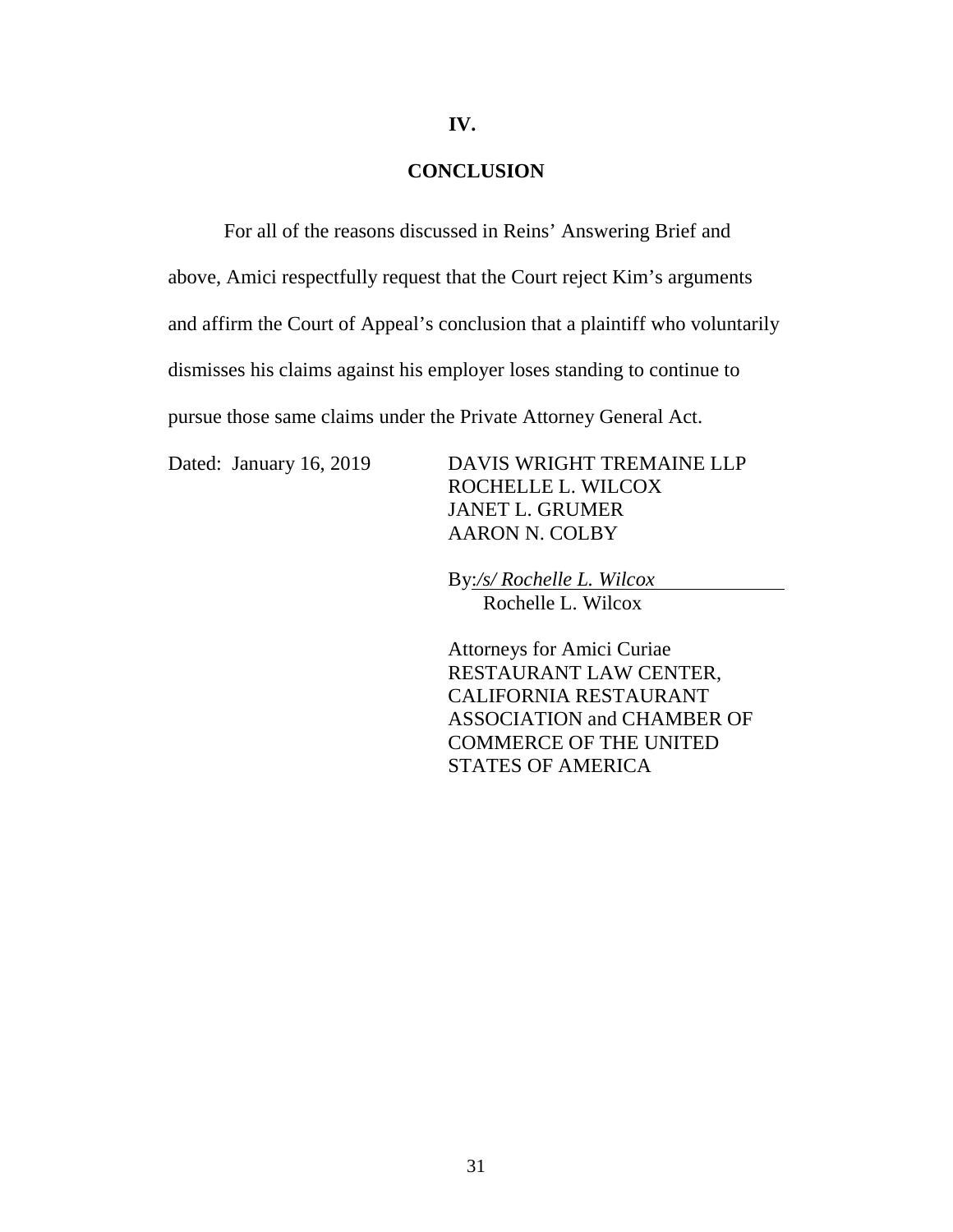## IV.

## CONCLUSION

For all of the reasons discussed in Reins' Answering Brief and above, Amici respectfully request that the Court reject Kim's arguments and affirm the Court of Appeal's conclusion that a plaintiff who voluntarily dismisses his claims against his employer loses standing to continue to pursue those same claims under the Private Attorney General Act.

Dated: January 16, 2019

DAVIS WRIGHT TREMAINE LLP
ROCHELLE L. WILCOX
JANET L. GRUMER
AARON N. COLBY

By: */s/ Rochelle L. Wilcox*
Rochelle L. Wilcox

Attorneys for Amici Curiae
RESTAURANT LAW CENTER,
CALIFORNIA RESTAURANT
ASSOCIATION and CHAMBER OF
COMMERCE OF THE UNITED
STATES OF AMERICA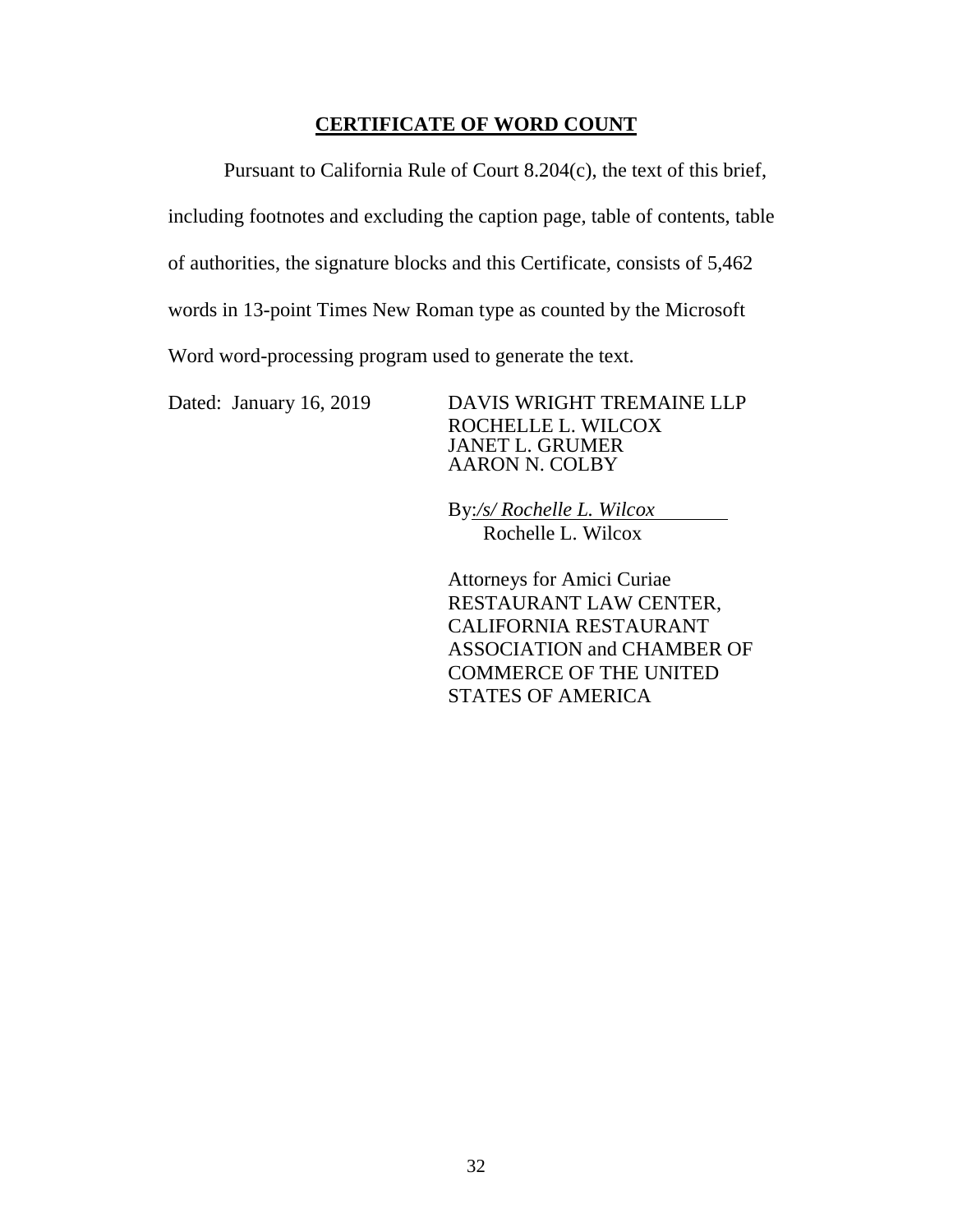## CERTIFICATE OF WORD COUNT

Pursuant to California Rule of Court 8.204(c), the text of this brief, including footnotes and excluding the caption page, table of contents, table of authorities, the signature blocks and this Certificate, consists of 5,462 words in 13-point Times New Roman type as counted by the Microsoft Word word-processing program used to generate the text.

Dated: January 16, 2019

DAVIS WRIGHT TREMAINE LLP
ROCHELLE L. WILCOX
JANET L. GRUMER
AARON N. COLBY

By: */s/ Rochelle L. Wilcox*
Rochelle L. Wilcox

Attorneys for Amici Curiae
RESTAURANT LAW CENTER,
CALIFORNIA RESTAURANT
ASSOCIATION and CHAMBER OF
COMMERCE OF THE UNITED
STATES OF AMERICA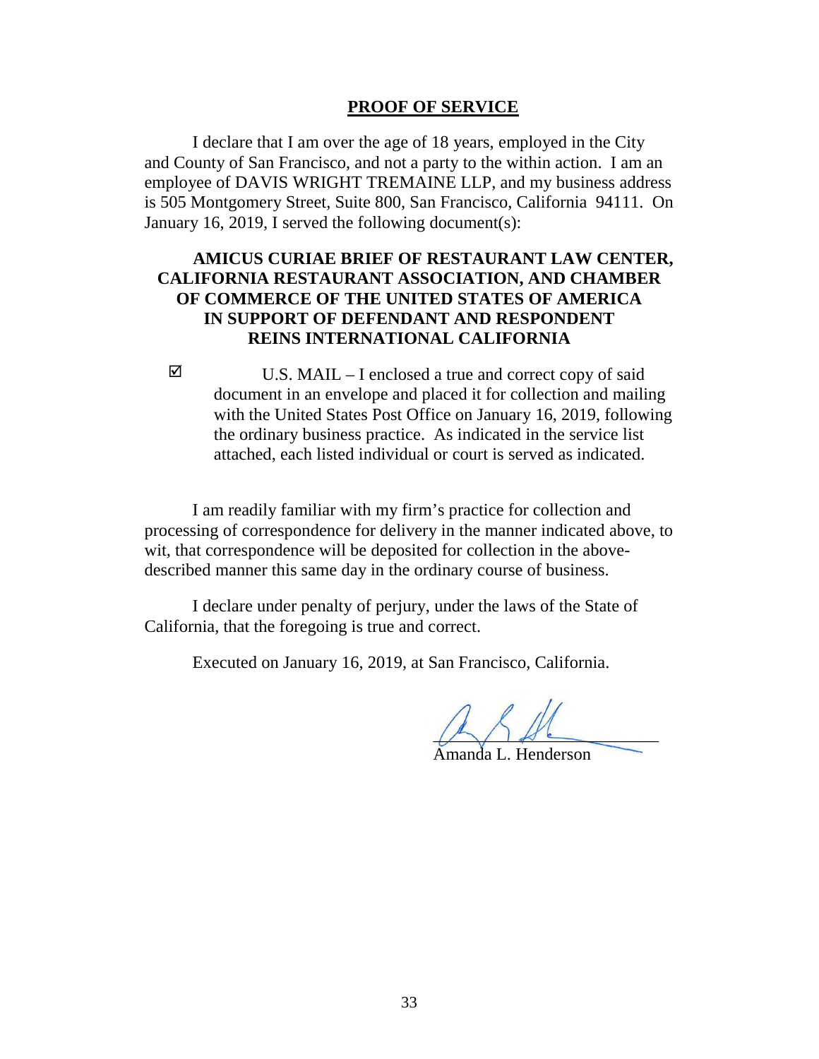## PROOF OF SERVICE

I declare that I am over the age of 18 years, employed in the City and County of San Francisco, and not a party to the within action. I am an employee of DAVIS WRIGHT TREMAINE LLP, and my business address is 505 Montgomery Street, Suite 800, San Francisco, California 94111. On January 16, 2019, I served the following document(s):

**AMICUS CURIAE BRIEF OF RESTAURANT LAW CENTER, CALIFORNIA RESTAURANT ASSOCIATION, AND CHAMBER OF COMMERCE OF THE UNITED STATES OF AMERICA IN SUPPORT OF DEFENDANT AND RESPONDENT REINS INTERNATIONAL CALIFORNIA**

☑ U.S. MAIL – I enclosed a true and correct copy of said document in an envelope and placed it for collection and mailing with the United States Post Office on January 16, 2019, following the ordinary business practice. As indicated in the service list attached, each listed individual or court is served as indicated.

I am readily familiar with my firm's practice for collection and processing of correspondence for delivery in the manner indicated above, to wit, that correspondence will be deposited for collection in the above-described manner this same day in the ordinary course of business.

I declare under penalty of perjury, under the laws of the State of California, that the foregoing is true and correct.

Executed on January 16, 2019, at San Francisco, California.

Amanda L. Henderson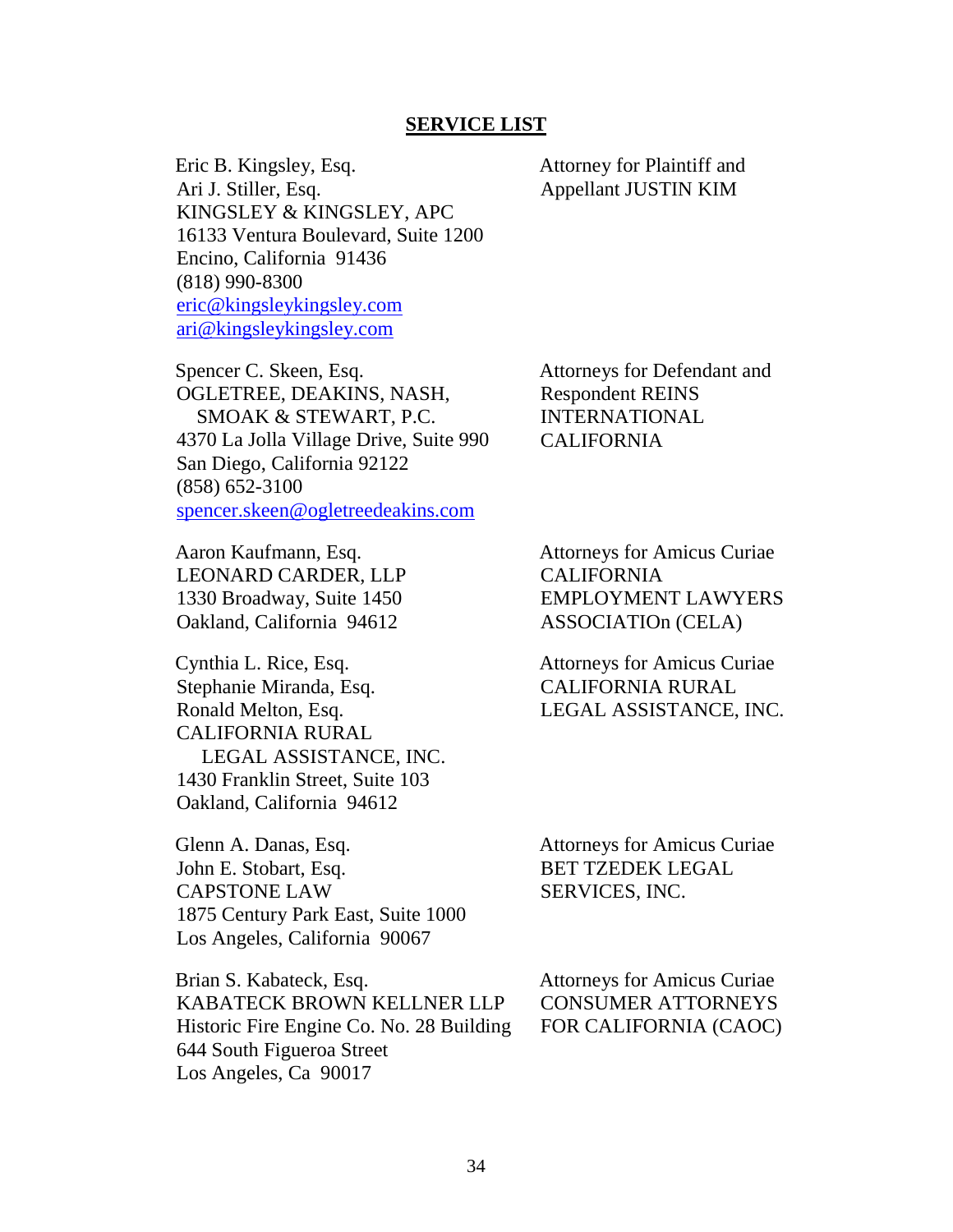## SERVICE LIST

| | |
|---|---|
| Eric B. Kingsley, Esq.<br>Ari J. Stiller, Esq.<br>KINGSLEY & KINGSLEY, APC<br>16133 Ventura Boulevard, Suite 1200<br>Encino, California 91436<br>(818) 990-8300<br>eric@kingsleykingsley.com<br>ari@kingsleykingsley.com | Attorney for Plaintiff and Appellant JUSTIN KIM |
| Spencer C. Skeen, Esq.<br>OGLETREE, DEAKINS, NASH, SMOAK & STEWART, P.C.<br>4370 La Jolla Village Drive, Suite 990<br>San Diego, California 92122<br>(858) 652-3100<br>spencer.skeen@ogletreedeakins.com | Attorneys for Defendant and Respondent REINS INTERNATIONAL CALIFORNIA |
| Aaron Kaufmann, Esq.<br>LEONARD CARDER, LLP<br>1330 Broadway, Suite 1450<br>Oakland, California 94612 | Attorneys for Amicus Curiae CALIFORNIA EMPLOYMENT LAWYERS ASSOCIATIOn (CELA) |
| Cynthia L. Rice, Esq.<br>Stephanie Miranda, Esq.<br>Ronald Melton, Esq.<br>CALIFORNIA RURAL LEGAL ASSISTANCE, INC.<br>1430 Franklin Street, Suite 103<br>Oakland, California 94612 | Attorneys for Amicus Curiae CALIFORNIA RURAL LEGAL ASSISTANCE, INC. |
| Glenn A. Danas, Esq.<br>John E. Stobart, Esq.<br>CAPSTONE LAW<br>1875 Century Park East, Suite 1000<br>Los Angeles, California 90067 | Attorneys for Amicus Curiae BET TZEDEK LEGAL SERVICES, INC. |
| Brian S. Kabateck, Esq.<br>KABATECK BROWN KELLNER LLP<br>Historic Fire Engine Co. No. 28 Building<br>644 South Figueroa Street<br>Los Angeles, Ca 90017 | Attorneys for Amicus Curiae CONSUMER ATTORNEYS FOR CALIFORNIA (CAOC) |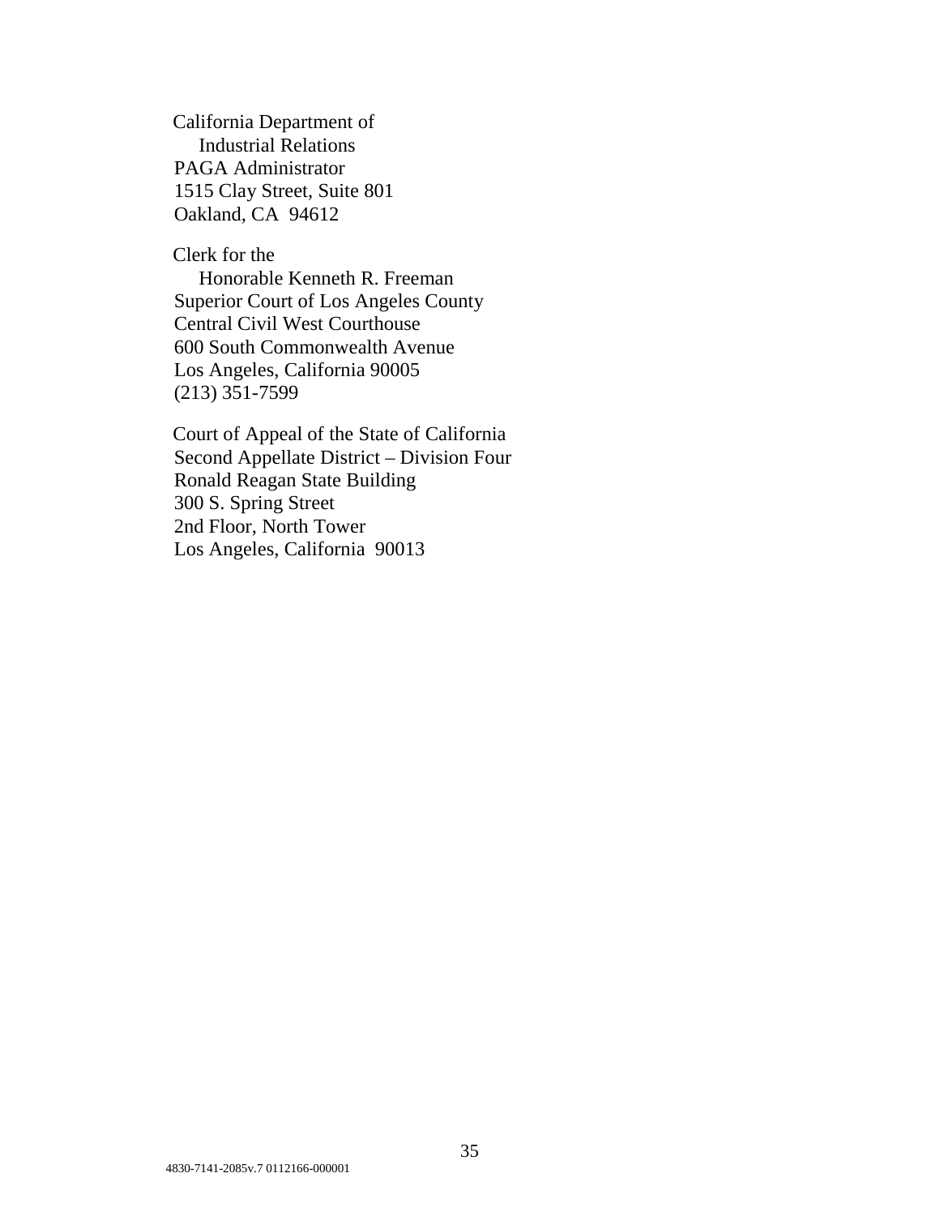California Department of
    Industrial Relations
PAGA Administrator
1515 Clay Street, Suite 801
Oakland, CA  94612

Clerk for the
    Honorable Kenneth R. Freeman
Superior Court of Los Angeles County
Central Civil West Courthouse
600 South Commonwealth Avenue
Los Angeles, California 90005
(213) 351-7599

Court of Appeal of the State of California
Second Appellate District – Division Four
Ronald Reagan State Building
300 S. Spring Street
2nd Floor, North Tower
Los Angeles, California  90013

4830-7141-2085v.7 0112166-000001